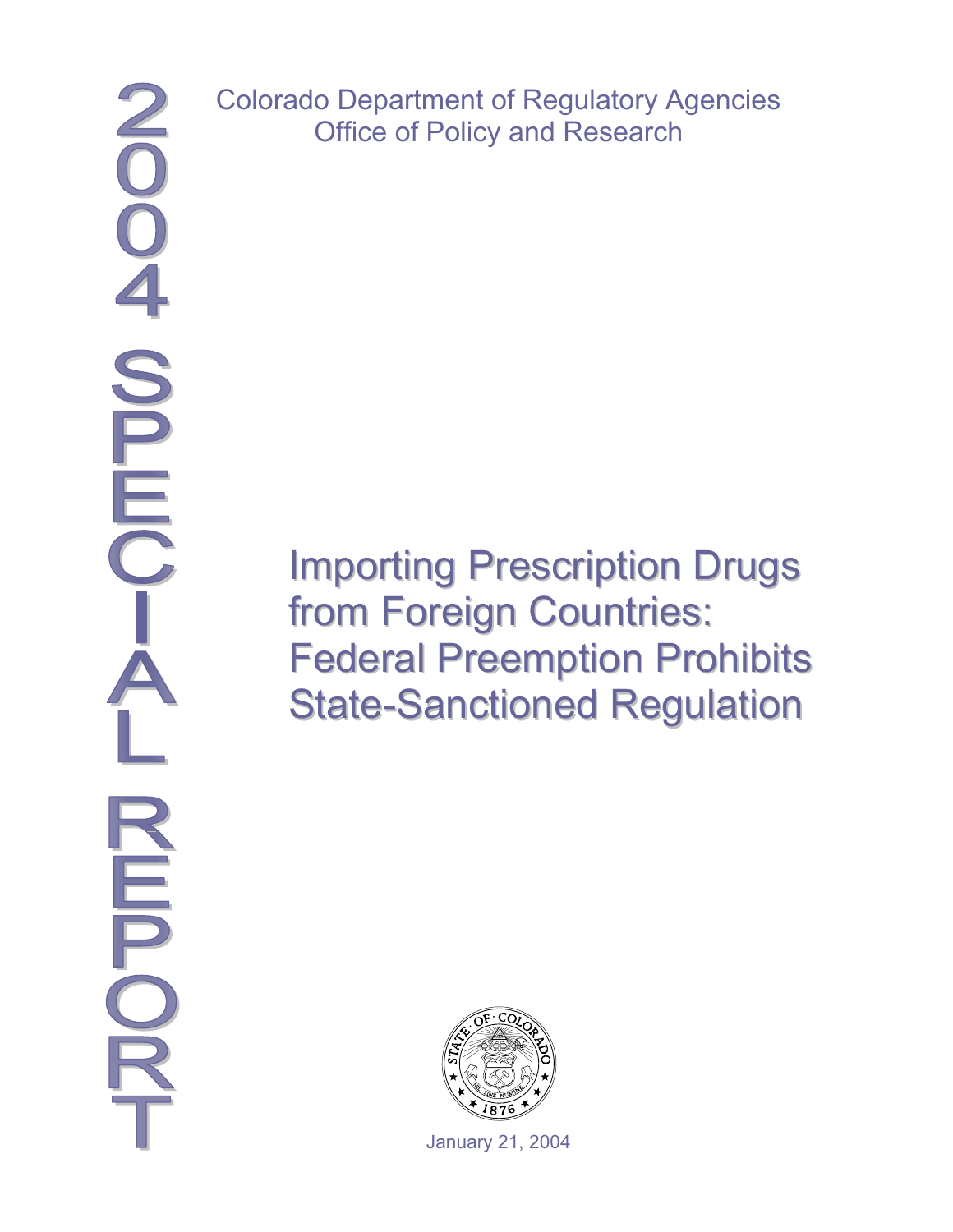# 2004 SPECIAL REPORT

Colorado Department of Regulatory Agencies
Office of Policy and Research

# Importing Prescription Drugs from Foreign Countries: Federal Preemption Prohibits State-Sanctioned Regulation

January 21, 2004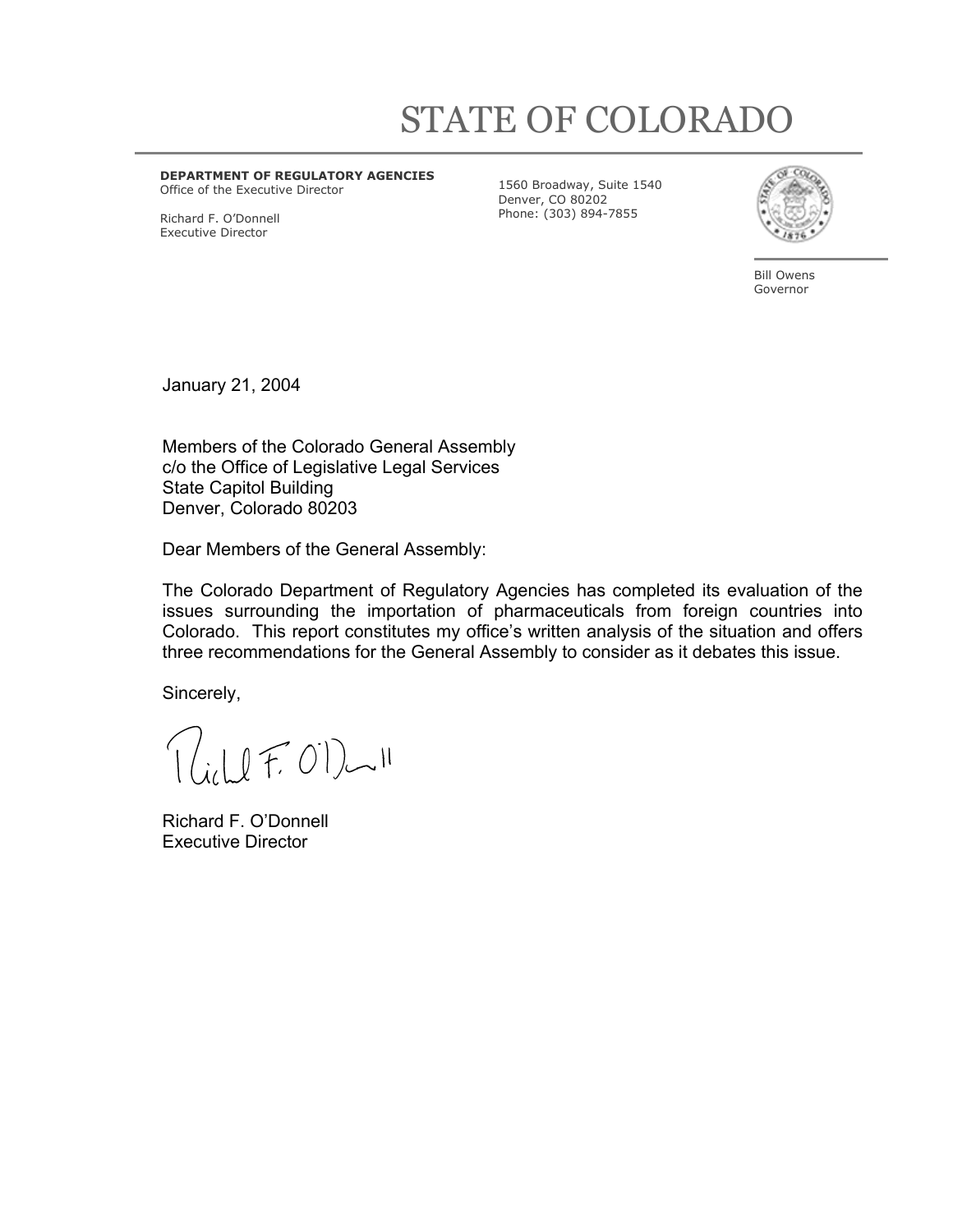# STATE OF COLORADO

**DEPARTMENT OF REGULATORY AGENCIES**
Office of the Executive Director

Richard F. O'Donnell
Executive Director

1560 Broadway, Suite 1540
Denver, CO 80202
Phone: (303) 894-7855

Bill Owens
Governor

January 21, 2004

Members of the Colorado General Assembly
c/o the Office of Legislative Legal Services
State Capitol Building
Denver, Colorado 80203

Dear Members of the General Assembly:

The Colorado Department of Regulatory Agencies has completed its evaluation of the issues surrounding the importation of pharmaceuticals from foreign countries into Colorado. This report constitutes my office's written analysis of the situation and offers three recommendations for the General Assembly to consider as it debates this issue.

Sincerely,

Richard F. O'Donnell
Executive Director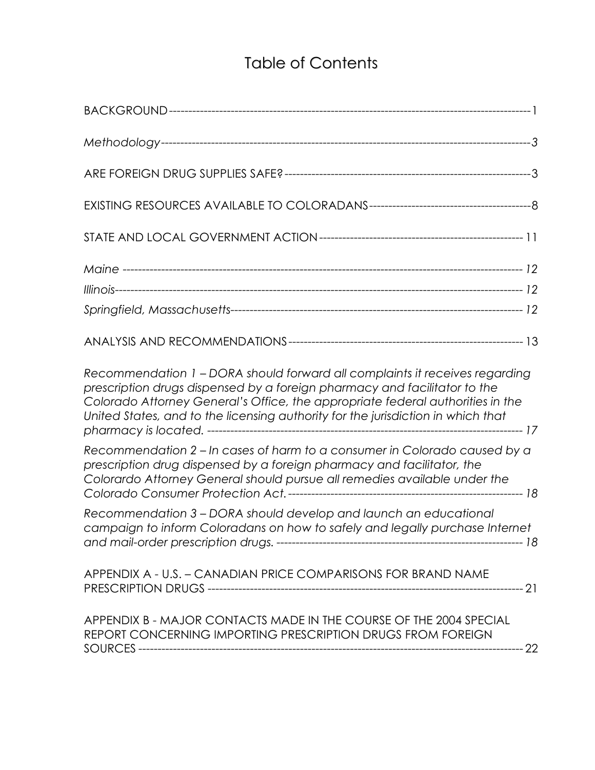# Table of Contents

BACKGROUND ---------------------------------------------------------------------------------------- 1

*Methodology* ---------------------------------------------------------------------------------------- 3

ARE FOREIGN DRUG SUPPLIES SAFE? ---------------------------------------------------------------- 3

EXISTING RESOURCES AVAILABLE TO COLORADANS ------------------------------------------- 8

STATE AND LOCAL GOVERNMENT ACTION ---------------------------------------------------- 11

*Maine* ---------------------------------------------------------------------------------------- *12*

*Illinois* ---------------------------------------------------------------------------------------- *12*

*Springfield, Massachusetts* ---------------------------------------------------------------------------------------- *12*

ANALYSIS AND RECOMMENDATIONS ---------------------------------------------------------- 13

*Recommendation 1 – DORA should forward all complaints it receives regarding prescription drugs dispensed by a foreign pharmacy and facilitator to the Colorado Attorney General's Office, the appropriate federal authorities in the United States, and to the licensing authority for the jurisdiction in which that pharmacy is located.* ---------------------------------------------------------------------- *17*

*Recommendation 2 – In cases of harm to a consumer in Colorado caused by a prescription drug dispensed by a foreign pharmacy and facilitator, the Colorardo Attorney General should pursue all remedies available under the Colorado Consumer Protection Act.* ---------------------------------------------------------------- *18*

*Recommendation 3 – DORA should develop and launch an educational campaign to inform Coloradans on how to safely and legally purchase Internet and mail-order prescription drugs.* ---------------------------------------------------------------- *18*

APPENDIX A - U.S. – CANADIAN PRICE COMPARISONS FOR BRAND NAME PRESCRIPTION DRUGS ---------------------------------------------------------------------------------------- 21

APPENDIX B - MAJOR CONTACTS MADE IN THE COURSE OF THE 2004 SPECIAL REPORT CONCERNING IMPORTING PRESCRIPTION DRUGS FROM FOREIGN SOURCES ---------------------------------------------------------------------------------------- 22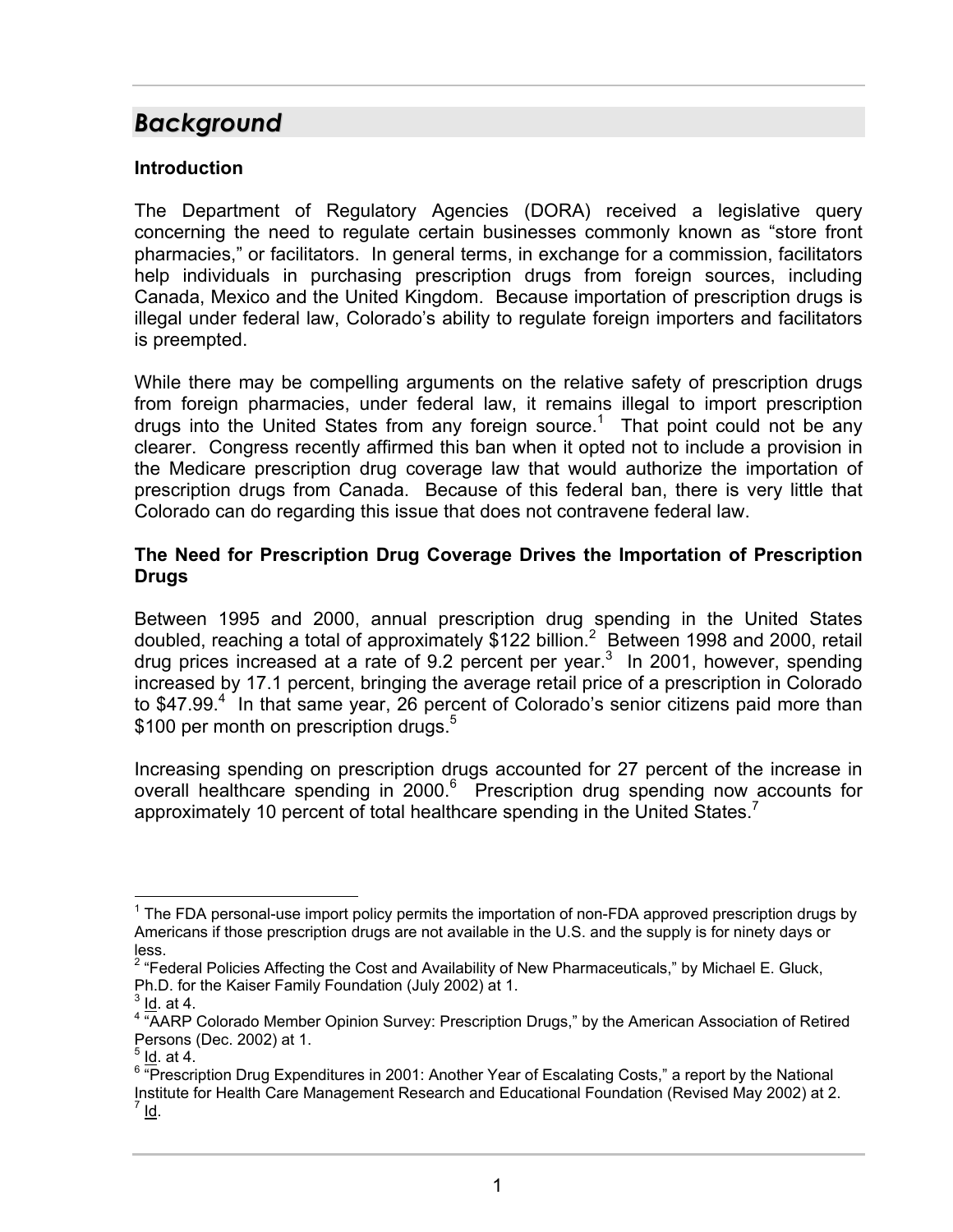# *Background*

### Introduction

The Department of Regulatory Agencies (DORA) received a legislative query concerning the need to regulate certain businesses commonly known as "store front pharmacies," or facilitators. In general terms, in exchange for a commission, facilitators help individuals in purchasing prescription drugs from foreign sources, including Canada, Mexico and the United Kingdom. Because importation of prescription drugs is illegal under federal law, Colorado's ability to regulate foreign importers and facilitators is preempted.

While there may be compelling arguments on the relative safety of prescription drugs from foreign pharmacies, under federal law, it remains illegal to import prescription drugs into the United States from any foreign source.[1] That point could not be any clearer. Congress recently affirmed this ban when it opted not to include a provision in the Medicare prescription drug coverage law that would authorize the importation of prescription drugs from Canada. Because of this federal ban, there is very little that Colorado can do regarding this issue that does not contravene federal law.

### The Need for Prescription Drug Coverage Drives the Importation of Prescription Drugs

Between 1995 and 2000, annual prescription drug spending in the United States doubled, reaching a total of approximately $122 billion.[2] Between 1998 and 2000, retail drug prices increased at a rate of 9.2 percent per year.[3] In 2001, however, spending increased by 17.1 percent, bringing the average retail price of a prescription in Colorado to $47.99.[4] In that same year, 26 percent of Colorado's senior citizens paid more than $100 per month on prescription drugs.[5]

Increasing spending on prescription drugs accounted for 27 percent of the increase in overall healthcare spending in 2000.[6] Prescription drug spending now accounts for approximately 10 percent of total healthcare spending in the United States.[7]

---

[1] The FDA personal-use import policy permits the importation of non-FDA approved prescription drugs by Americans if those prescription drugs are not available in the U.S. and the supply is for ninety days or less.

[2] "Federal Policies Affecting the Cost and Availability of New Pharmaceuticals," by Michael E. Gluck, Ph.D. for the Kaiser Family Foundation (July 2002) at 1.

[3] Id. at 4.

[4] "AARP Colorado Member Opinion Survey: Prescription Drugs," by the American Association of Retired Persons (Dec. 2002) at 1.

[5] Id. at 4.

[6] "Prescription Drug Expenditures in 2001: Another Year of Escalating Costs," a report by the National Institute for Health Care Management Research and Educational Foundation (Revised May 2002) at 2.

[7] Id.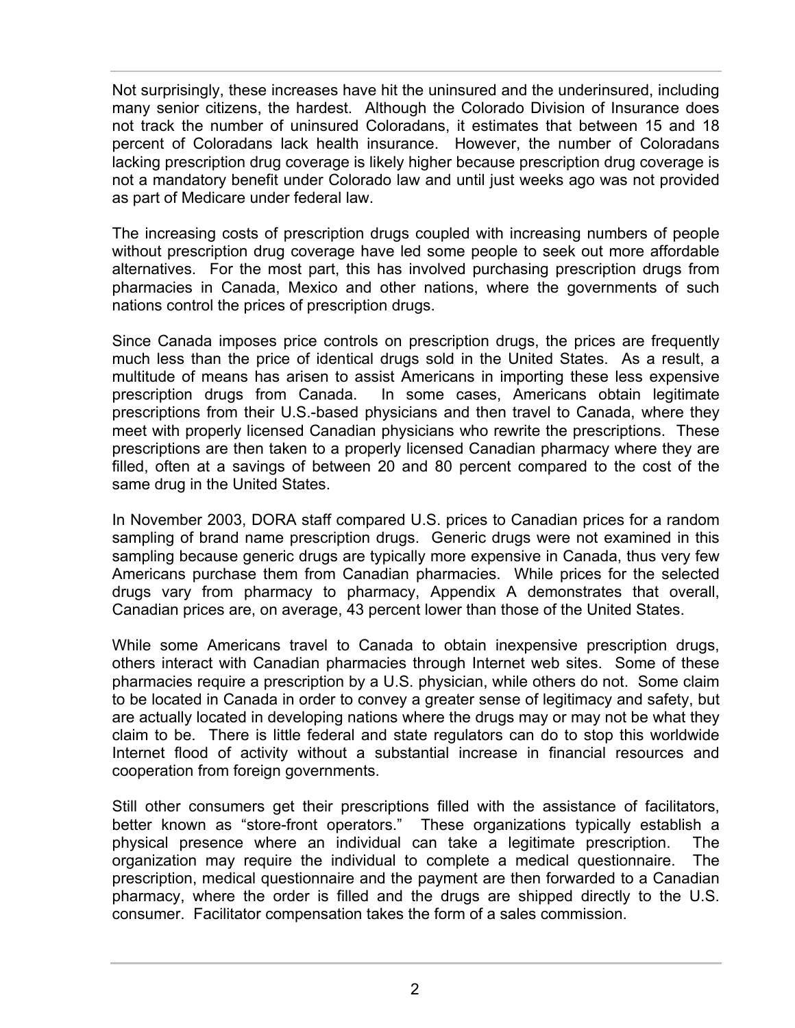Not surprisingly, these increases have hit the uninsured and the underinsured, including many senior citizens, the hardest. Although the Colorado Division of Insurance does not track the number of uninsured Coloradans, it estimates that between 15 and 18 percent of Coloradans lack health insurance. However, the number of Coloradans lacking prescription drug coverage is likely higher because prescription drug coverage is not a mandatory benefit under Colorado law and until just weeks ago was not provided as part of Medicare under federal law.

The increasing costs of prescription drugs coupled with increasing numbers of people without prescription drug coverage have led some people to seek out more affordable alternatives. For the most part, this has involved purchasing prescription drugs from pharmacies in Canada, Mexico and other nations, where the governments of such nations control the prices of prescription drugs.

Since Canada imposes price controls on prescription drugs, the prices are frequently much less than the price of identical drugs sold in the United States. As a result, a multitude of means has arisen to assist Americans in importing these less expensive prescription drugs from Canada. In some cases, Americans obtain legitimate prescriptions from their U.S.-based physicians and then travel to Canada, where they meet with properly licensed Canadian physicians who rewrite the prescriptions. These prescriptions are then taken to a properly licensed Canadian pharmacy where they are filled, often at a savings of between 20 and 80 percent compared to the cost of the same drug in the United States.

In November 2003, DORA staff compared U.S. prices to Canadian prices for a random sampling of brand name prescription drugs. Generic drugs were not examined in this sampling because generic drugs are typically more expensive in Canada, thus very few Americans purchase them from Canadian pharmacies. While prices for the selected drugs vary from pharmacy to pharmacy, Appendix A demonstrates that overall, Canadian prices are, on average, 43 percent lower than those of the United States.

While some Americans travel to Canada to obtain inexpensive prescription drugs, others interact with Canadian pharmacies through Internet web sites. Some of these pharmacies require a prescription by a U.S. physician, while others do not. Some claim to be located in Canada in order to convey a greater sense of legitimacy and safety, but are actually located in developing nations where the drugs may or may not be what they claim to be. There is little federal and state regulators can do to stop this worldwide Internet flood of activity without a substantial increase in financial resources and cooperation from foreign governments.

Still other consumers get their prescriptions filled with the assistance of facilitators, better known as "store-front operators." These organizations typically establish a physical presence where an individual can take a legitimate prescription. The organization may require the individual to complete a medical questionnaire. The prescription, medical questionnaire and the payment are then forwarded to a Canadian pharmacy, where the order is filled and the drugs are shipped directly to the U.S. consumer. Facilitator compensation takes the form of a sales commission.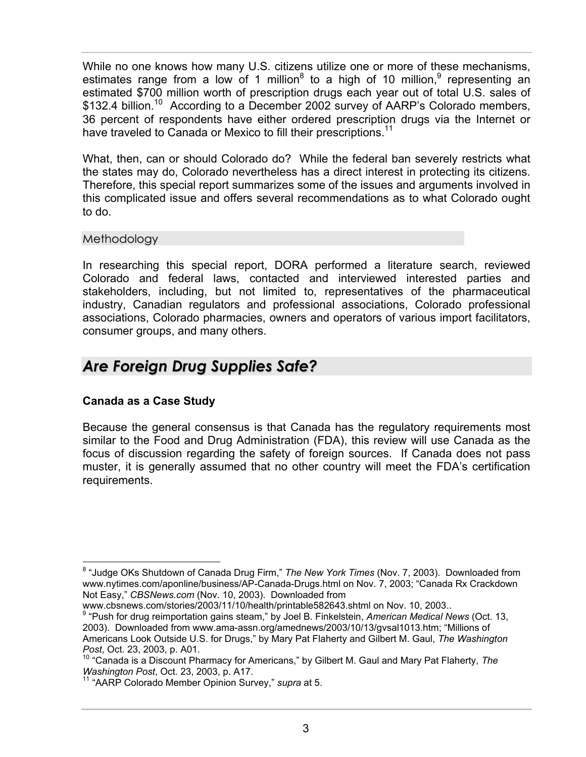While no one knows how many U.S. citizens utilize one or more of these mechanisms, estimates range from a low of 1 million[8] to a high of 10 million,[9] representing an estimated $700 million worth of prescription drugs each year out of total U.S. sales of $132.4 billion.[10] According to a December 2002 survey of AARP's Colorado members, 36 percent of respondents have either ordered prescription drugs via the Internet or have traveled to Canada or Mexico to fill their prescriptions.[11]

What, then, can or should Colorado do? While the federal ban severely restricts what the states may do, Colorado nevertheless has a direct interest in protecting its citizens. Therefore, this special report summarizes some of the issues and arguments involved in this complicated issue and offers several recommendations as to what Colorado ought to do.

## Methodology

In researching this special report, DORA performed a literature search, reviewed Colorado and federal laws, contacted and interviewed interested parties and stakeholders, including, but not limited to, representatives of the pharmaceutical industry, Canadian regulators and professional associations, Colorado professional associations, Colorado pharmacies, owners and operators of various import facilitators, consumer groups, and many others.

# *Are Foreign Drug Supplies Safe?*

### Canada as a Case Study

Because the general consensus is that Canada has the regulatory requirements most similar to the Food and Drug Administration (FDA), this review will use Canada as the focus of discussion regarding the safety of foreign sources. If Canada does not pass muster, it is generally assumed that no other country will meet the FDA's certification requirements.

---

[8] "Judge OKs Shutdown of Canada Drug Firm," *The New York Times* (Nov. 7, 2003). Downloaded from www.nytimes.com/aponline/business/AP-Canada-Drugs.html on Nov. 7, 2003; "Canada Rx Crackdown Not Easy," *CBSNews.com* (Nov. 10, 2003). Downloaded from www.cbsnews.com/stories/2003/11/10/health/printable582643.shtml on Nov. 10, 2003..

[9] "Push for drug reimportation gains steam," by Joel B. Finkelstein, *American Medical News* (Oct. 13, 2003). Downloaded from www.ama-assn.org/amednews/2003/10/13/gvsal1013.htm; "Millions of Americans Look Outside U.S. for Drugs," by Mary Pat Flaherty and Gilbert M. Gaul, *The Washington Post*, Oct. 23, 2003, p. A01.

[10] "Canada is a Discount Pharmacy for Americans," by Gilbert M. Gaul and Mary Pat Flaherty, *The Washington Post*, Oct. 23, 2003, p. A17.

[11] "AARP Colorado Member Opinion Survey," *supra* at 5.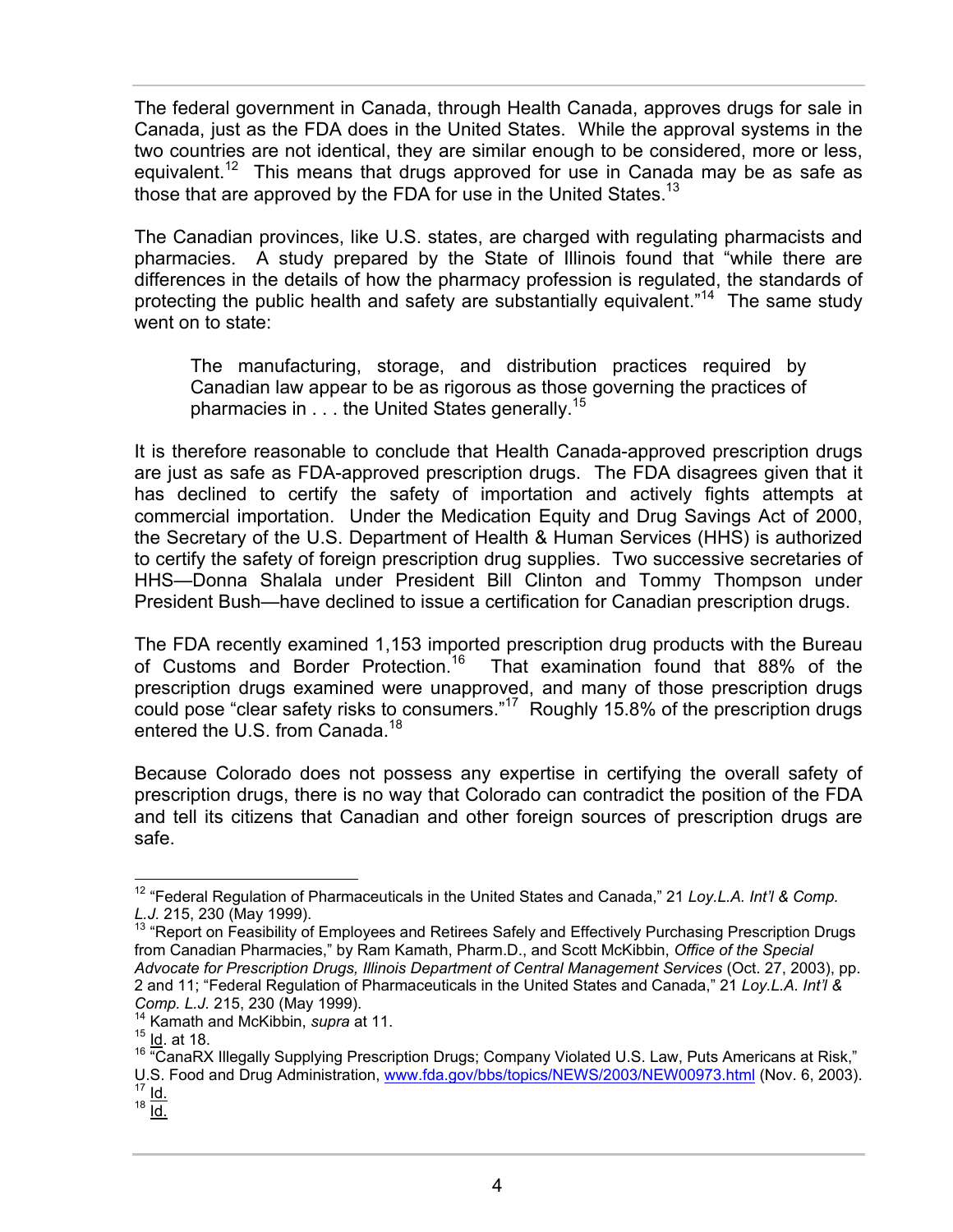The federal government in Canada, through Health Canada, approves drugs for sale in Canada, just as the FDA does in the United States. While the approval systems in the two countries are not identical, they are similar enough to be considered, more or less, equivalent.[12] This means that drugs approved for use in Canada may be as safe as those that are approved by the FDA for use in the United States.[13]

The Canadian provinces, like U.S. states, are charged with regulating pharmacists and pharmacies. A study prepared by the State of Illinois found that "while there are differences in the details of how the pharmacy profession is regulated, the standards of protecting the public health and safety are substantially equivalent."[14] The same study went on to state:

> The manufacturing, storage, and distribution practices required by Canadian law appear to be as rigorous as those governing the practices of pharmacies in . . . the United States generally.[15]

It is therefore reasonable to conclude that Health Canada-approved prescription drugs are just as safe as FDA-approved prescription drugs. The FDA disagrees given that it has declined to certify the safety of importation and actively fights attempts at commercial importation. Under the Medication Equity and Drug Savings Act of 2000, the Secretary of the U.S. Department of Health & Human Services (HHS) is authorized to certify the safety of foreign prescription drug supplies. Two successive secretaries of HHS—Donna Shalala under President Bill Clinton and Tommy Thompson under President Bush—have declined to issue a certification for Canadian prescription drugs.

The FDA recently examined 1,153 imported prescription drug products with the Bureau of Customs and Border Protection.[16] That examination found that 88% of the prescription drugs examined were unapproved, and many of those prescription drugs could pose "clear safety risks to consumers."[17] Roughly 15.8% of the prescription drugs entered the U.S. from Canada.[18]

Because Colorado does not possess any expertise in certifying the overall safety of prescription drugs, there is no way that Colorado can contradict the position of the FDA and tell its citizens that Canadian and other foreign sources of prescription drugs are safe.

---

[12] "Federal Regulation of Pharmaceuticals in the United States and Canada," 21 *Loy.L.A. Int'l & Comp. L.J.* 215, 230 (May 1999).

[13] "Report on Feasibility of Employees and Retirees Safely and Effectively Purchasing Prescription Drugs from Canadian Pharmacies," by Ram Kamath, Pharm.D., and Scott McKibbin, *Office of the Special Advocate for Prescription Drugs, Illinois Department of Central Management Services* (Oct. 27, 2003), pp. 2 and 11; "Federal Regulation of Pharmaceuticals in the United States and Canada," 21 *Loy.L.A. Int'l & Comp. L.J.* 215, 230 (May 1999).

[14] Kamath and McKibbin, *supra* at 11.

[15] Id. at 18.

[16] "CanaRX Illegally Supplying Prescription Drugs; Company Violated U.S. Law, Puts Americans at Risk," U.S. Food and Drug Administration, www.fda.gov/bbs/topics/NEWS/2003/NEW00973.html (Nov. 6, 2003).

[17] Id.

[18] Id.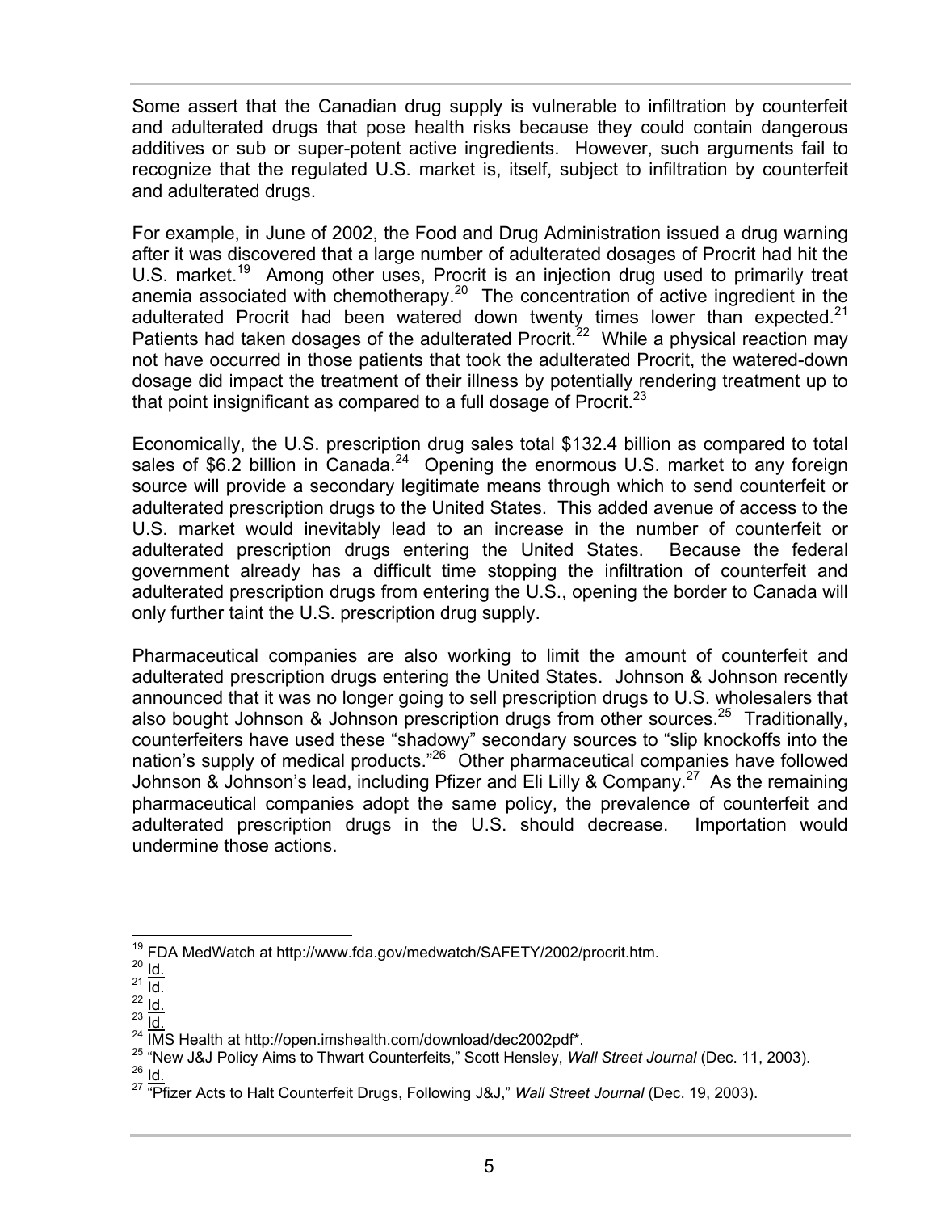Some assert that the Canadian drug supply is vulnerable to infiltration by counterfeit and adulterated drugs that pose health risks because they could contain dangerous additives or sub or super-potent active ingredients. However, such arguments fail to recognize that the regulated U.S. market is, itself, subject to infiltration by counterfeit and adulterated drugs.

For example, in June of 2002, the Food and Drug Administration issued a drug warning after it was discovered that a large number of adulterated dosages of Procrit had hit the U.S. market.[19] Among other uses, Procrit is an injection drug used to primarily treat anemia associated with chemotherapy.[20] The concentration of active ingredient in the adulterated Procrit had been watered down twenty times lower than expected.[21] Patients had taken dosages of the adulterated Procrit.[22] While a physical reaction may not have occurred in those patients that took the adulterated Procrit, the watered-down dosage did impact the treatment of their illness by potentially rendering treatment up to that point insignificant as compared to a full dosage of Procrit.[23]

Economically, the U.S. prescription drug sales total $132.4 billion as compared to total sales of $6.2 billion in Canada.[24] Opening the enormous U.S. market to any foreign source will provide a secondary legitimate means through which to send counterfeit or adulterated prescription drugs to the United States. This added avenue of access to the U.S. market would inevitably lead to an increase in the number of counterfeit or adulterated prescription drugs entering the United States. Because the federal government already has a difficult time stopping the infiltration of counterfeit and adulterated prescription drugs from entering the U.S., opening the border to Canada will only further taint the U.S. prescription drug supply.

Pharmaceutical companies are also working to limit the amount of counterfeit and adulterated prescription drugs entering the United States. Johnson & Johnson recently announced that it was no longer going to sell prescription drugs to U.S. wholesalers that also bought Johnson & Johnson prescription drugs from other sources.[25] Traditionally, counterfeiters have used these "shadowy" secondary sources to "slip knockoffs into the nation's supply of medical products."[26] Other pharmaceutical companies have followed Johnson & Johnson's lead, including Pfizer and Eli Lilly & Company.[27] As the remaining pharmaceutical companies adopt the same policy, the prevalence of counterfeit and adulterated prescription drugs in the U.S. should decrease. Importation would undermine those actions.

---

[19] FDA MedWatch at http://www.fda.gov/medwatch/SAFETY/2002/procrit.htm.
[20] Id.
[21] Id.
[22] Id.
[23] Id.
[24] IMS Health at http://open.imshealth.com/download/dec2002pdf*.
[25] "New J&J Policy Aims to Thwart Counterfeits," Scott Hensley, *Wall Street Journal* (Dec. 11, 2003).
[26] Id.
[27] "Pfizer Acts to Halt Counterfeit Drugs, Following J&J," *Wall Street Journal* (Dec. 19, 2003).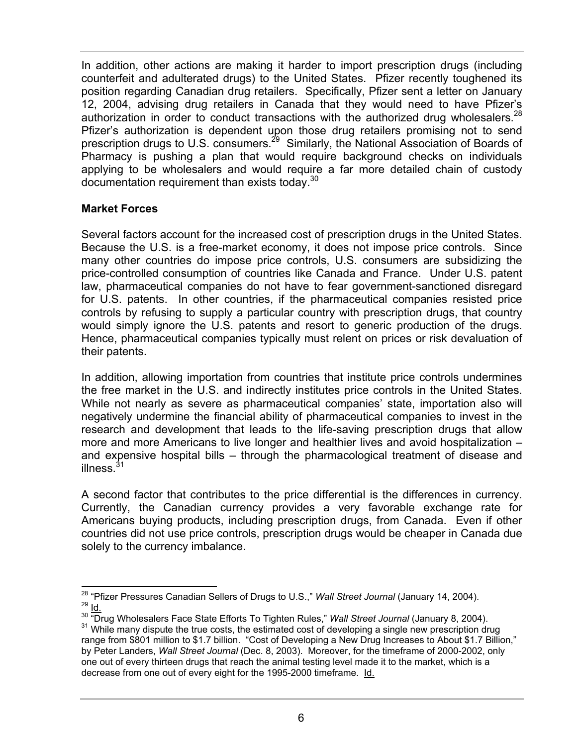In addition, other actions are making it harder to import prescription drugs (including counterfeit and adulterated drugs) to the United States. Pfizer recently toughened its position regarding Canadian drug retailers. Specifically, Pfizer sent a letter on January 12, 2004, advising drug retailers in Canada that they would need to have Pfizer's authorization in order to conduct transactions with the authorized drug wholesalers.[28] Pfizer's authorization is dependent upon those drug retailers promising not to send prescription drugs to U.S. consumers.[29] Similarly, the National Association of Boards of Pharmacy is pushing a plan that would require background checks on individuals applying to be wholesalers and would require a far more detailed chain of custody documentation requirement than exists today.[30]

**Market Forces**

Several factors account for the increased cost of prescription drugs in the United States. Because the U.S. is a free-market economy, it does not impose price controls. Since many other countries do impose price controls, U.S. consumers are subsidizing the price-controlled consumption of countries like Canada and France. Under U.S. patent law, pharmaceutical companies do not have to fear government-sanctioned disregard for U.S. patents. In other countries, if the pharmaceutical companies resisted price controls by refusing to supply a particular country with prescription drugs, that country would simply ignore the U.S. patents and resort to generic production of the drugs. Hence, pharmaceutical companies typically must relent on prices or risk devaluation of their patents.

In addition, allowing importation from countries that institute price controls undermines the free market in the U.S. and indirectly institutes price controls in the United States. While not nearly as severe as pharmaceutical companies' state, importation also will negatively undermine the financial ability of pharmaceutical companies to invest in the research and development that leads to the life-saving prescription drugs that allow more and more Americans to live longer and healthier lives and avoid hospitalization – and expensive hospital bills – through the pharmacological treatment of disease and illness.[31]

A second factor that contributes to the price differential is the differences in currency. Currently, the Canadian currency provides a very favorable exchange rate for Americans buying products, including prescription drugs, from Canada. Even if other countries did not use price controls, prescription drugs would be cheaper in Canada due solely to the currency imbalance.

---

[28] "Pfizer Pressures Canadian Sellers of Drugs to U.S.," *Wall Street Journal* (January 14, 2004).

[29] Id.

[30] "Drug Wholesalers Face State Efforts To Tighten Rules," *Wall Street Journal* (January 8, 2004).

[31] While many dispute the true costs, the estimated cost of developing a single new prescription drug range from $801 million to $1.7 billion. "Cost of Developing a New Drug Increases to About $1.7 Billion," by Peter Landers, *Wall Street Journal* (Dec. 8, 2003). Moreover, for the timeframe of 2000-2002, only one out of every thirteen drugs that reach the animal testing level made it to the market, which is a decrease from one out of every eight for the 1995-2000 timeframe. Id.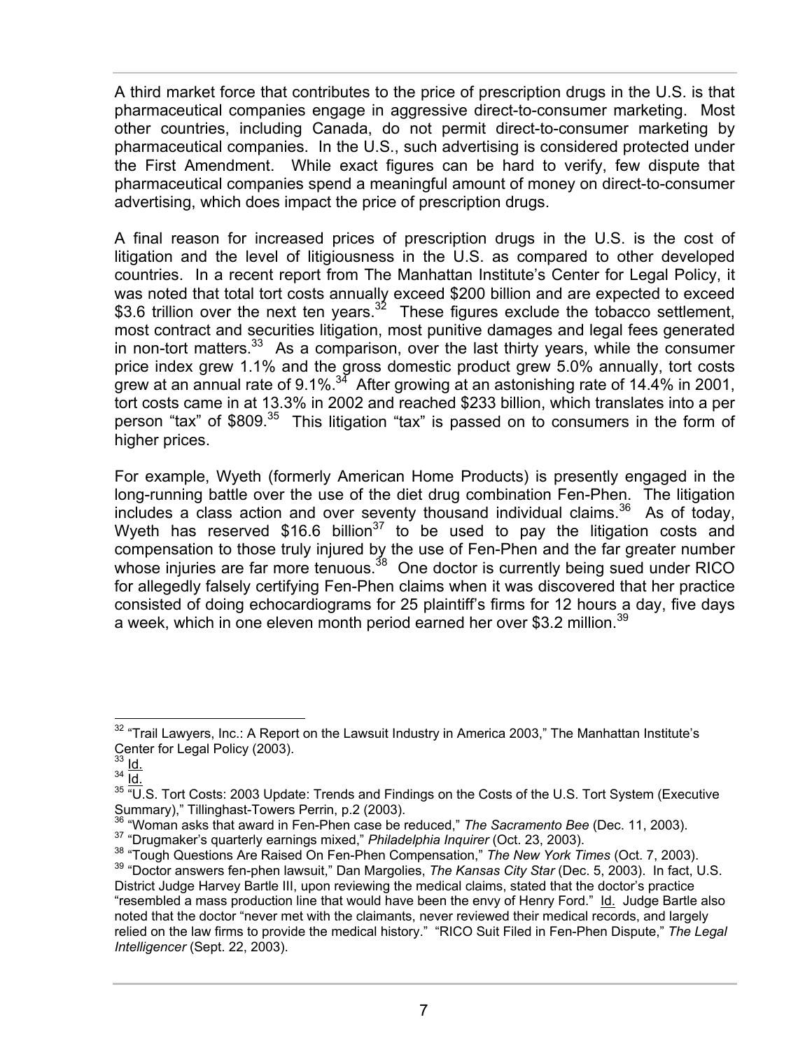A third market force that contributes to the price of prescription drugs in the U.S. is that pharmaceutical companies engage in aggressive direct-to-consumer marketing. Most other countries, including Canada, do not permit direct-to-consumer marketing by pharmaceutical companies. In the U.S., such advertising is considered protected under the First Amendment. While exact figures can be hard to verify, few dispute that pharmaceutical companies spend a meaningful amount of money on direct-to-consumer advertising, which does impact the price of prescription drugs.

A final reason for increased prices of prescription drugs in the U.S. is the cost of litigation and the level of litigiousness in the U.S. as compared to other developed countries. In a recent report from The Manhattan Institute's Center for Legal Policy, it was noted that total tort costs annually exceed $200 billion and are expected to exceed $3.6 trillion over the next ten years.[32] These figures exclude the tobacco settlement, most contract and securities litigation, most punitive damages and legal fees generated in non-tort matters.[33] As a comparison, over the last thirty years, while the consumer price index grew 1.1% and the gross domestic product grew 5.0% annually, tort costs grew at an annual rate of 9.1%.[34] After growing at an astonishing rate of 14.4% in 2001, tort costs came in at 13.3% in 2002 and reached $233 billion, which translates into a per person "tax" of $809.[35] This litigation "tax" is passed on to consumers in the form of higher prices.

For example, Wyeth (formerly American Home Products) is presently engaged in the long-running battle over the use of the diet drug combination Fen-Phen. The litigation includes a class action and over seventy thousand individual claims.[36] As of today, Wyeth has reserved $16.6 billion[37] to be used to pay the litigation costs and compensation to those truly injured by the use of Fen-Phen and the far greater number whose injuries are far more tenuous.[38] One doctor is currently being sued under RICO for allegedly falsely certifying Fen-Phen claims when it was discovered that her practice consisted of doing echocardiograms for 25 plaintiff's firms for 12 hours a day, five days a week, which in one eleven month period earned her over $3.2 million.[39]

---

[32] "Trail Lawyers, Inc.: A Report on the Lawsuit Industry in America 2003," The Manhattan Institute's Center for Legal Policy (2003).

[33] Id.

[34] Id.

[35] "U.S. Tort Costs: 2003 Update: Trends and Findings on the Costs of the U.S. Tort System (Executive Summary)," Tillinghast-Towers Perrin, p.2 (2003).

[36] "Woman asks that award in Fen-Phen case be reduced," *The Sacramento Bee* (Dec. 11, 2003).

[37] "Drugmaker's quarterly earnings mixed," *Philadelphia Inquirer* (Oct. 23, 2003).

[38] "Tough Questions Are Raised On Fen-Phen Compensation," *The New York Times* (Oct. 7, 2003).

[39] "Doctor answers fen-phen lawsuit," Dan Margolies, *The Kansas City Star* (Dec. 5, 2003). In fact, U.S. District Judge Harvey Bartle III, upon reviewing the medical claims, stated that the doctor's practice "resembled a mass production line that would have been the envy of Henry Ford." Id. Judge Bartle also noted that the doctor "never met with the claimants, never reviewed their medical records, and largely relied on the law firms to provide the medical history." "RICO Suit Filed in Fen-Phen Dispute," *The Legal Intelligencer* (Sept. 22, 2003).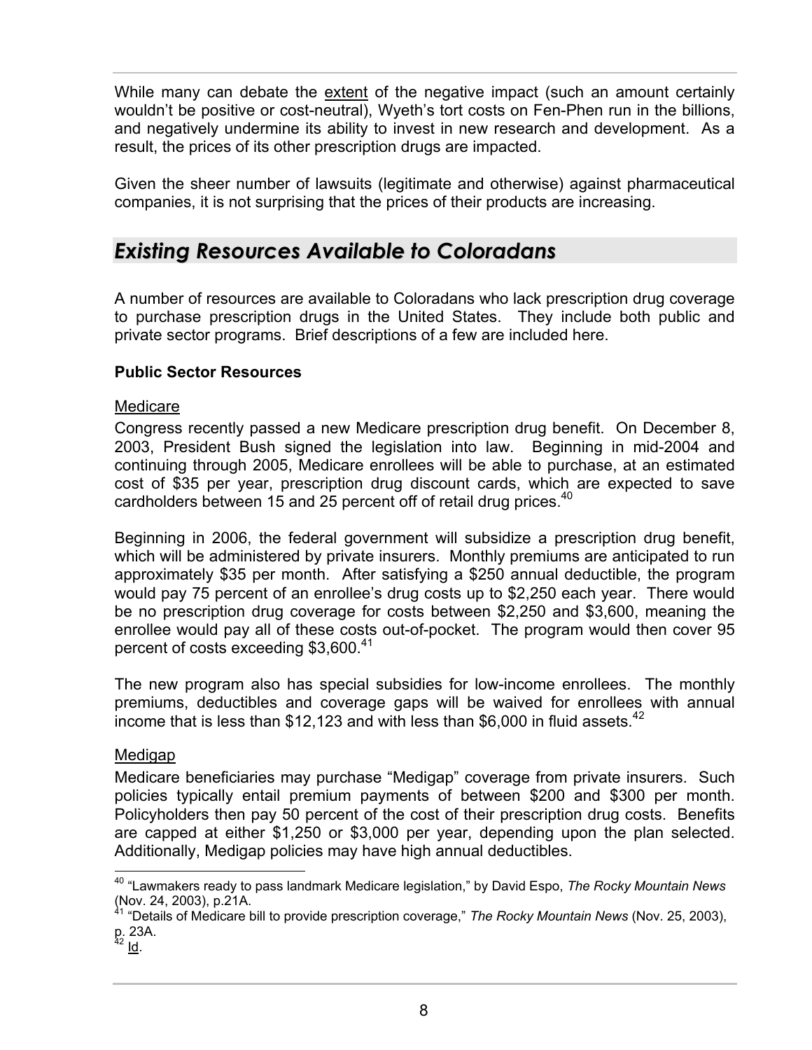While many can debate the extent of the negative impact (such an amount certainly wouldn't be positive or cost-neutral), Wyeth's tort costs on Fen-Phen run in the billions, and negatively undermine its ability to invest in new research and development. As a result, the prices of its other prescription drugs are impacted.

Given the sheer number of lawsuits (legitimate and otherwise) against pharmaceutical companies, it is not surprising that the prices of their products are increasing.

## *Existing Resources Available to Coloradans*

A number of resources are available to Coloradans who lack prescription drug coverage to purchase prescription drugs in the United States. They include both public and private sector programs. Brief descriptions of a few are included here.

**Public Sector Resources**

Medicare

Congress recently passed a new Medicare prescription drug benefit. On December 8, 2003, President Bush signed the legislation into law. Beginning in mid-2004 and continuing through 2005, Medicare enrollees will be able to purchase, at an estimated cost of $35 per year, prescription drug discount cards, which are expected to save cardholders between 15 and 25 percent off of retail drug prices.[40]

Beginning in 2006, the federal government will subsidize a prescription drug benefit, which will be administered by private insurers. Monthly premiums are anticipated to run approximately $35 per month. After satisfying a $250 annual deductible, the program would pay 75 percent of an enrollee's drug costs up to $2,250 each year. There would be no prescription drug coverage for costs between $2,250 and $3,600, meaning the enrollee would pay all of these costs out-of-pocket. The program would then cover 95 percent of costs exceeding $3,600.[41]

The new program also has special subsidies for low-income enrollees. The monthly premiums, deductibles and coverage gaps will be waived for enrollees with annual income that is less than $12,123 and with less than $6,000 in fluid assets.[42]

Medigap

Medicare beneficiaries may purchase "Medigap" coverage from private insurers. Such policies typically entail premium payments of between $200 and $300 per month. Policyholders then pay 50 percent of the cost of their prescription drug costs. Benefits are capped at either $1,250 or $3,000 per year, depending upon the plan selected. Additionally, Medigap policies may have high annual deductibles.

---

[40] "Lawmakers ready to pass landmark Medicare legislation," by David Espo, *The Rocky Mountain News* (Nov. 24, 2003), p.21A.

[41] "Details of Medicare bill to provide prescription coverage," *The Rocky Mountain News* (Nov. 25, 2003), p. 23A.

[42] Id.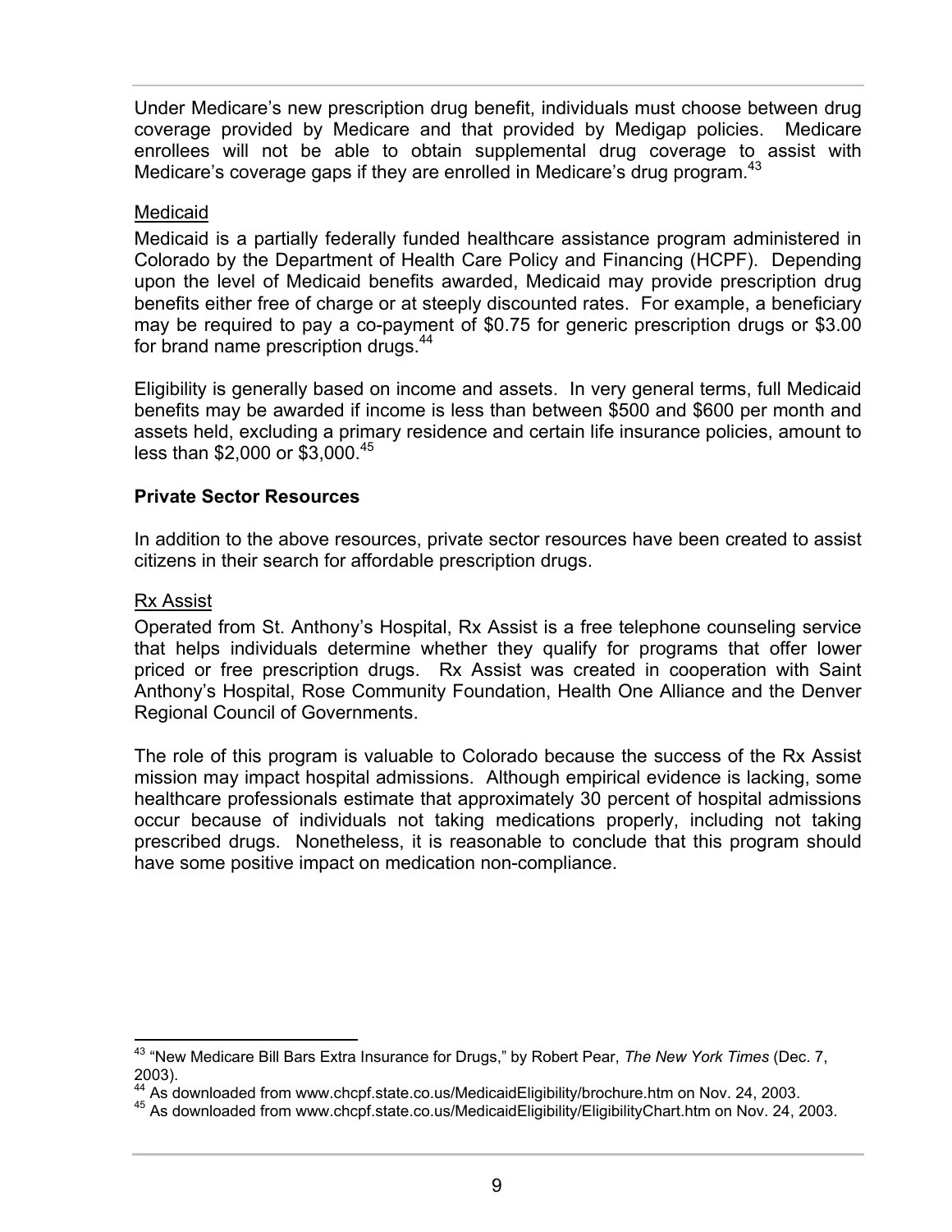Under Medicare's new prescription drug benefit, individuals must choose between drug coverage provided by Medicare and that provided by Medigap policies. Medicare enrollees will not be able to obtain supplemental drug coverage to assist with Medicare's coverage gaps if they are enrolled in Medicare's drug program.[43]

Medicaid

Medicaid is a partially federally funded healthcare assistance program administered in Colorado by the Department of Health Care Policy and Financing (HCPF). Depending upon the level of Medicaid benefits awarded, Medicaid may provide prescription drug benefits either free of charge or at steeply discounted rates. For example, a beneficiary may be required to pay a co-payment of $0.75 for generic prescription drugs or $3.00 for brand name prescription drugs.[44]

Eligibility is generally based on income and assets. In very general terms, full Medicaid benefits may be awarded if income is less than between $500 and $600 per month and assets held, excluding a primary residence and certain life insurance policies, amount to less than $2,000 or $3,000.[45]

**Private Sector Resources**

In addition to the above resources, private sector resources have been created to assist citizens in their search for affordable prescription drugs.

Rx Assist

Operated from St. Anthony's Hospital, Rx Assist is a free telephone counseling service that helps individuals determine whether they qualify for programs that offer lower priced or free prescription drugs. Rx Assist was created in cooperation with Saint Anthony's Hospital, Rose Community Foundation, Health One Alliance and the Denver Regional Council of Governments.

The role of this program is valuable to Colorado because the success of the Rx Assist mission may impact hospital admissions. Although empirical evidence is lacking, some healthcare professionals estimate that approximately 30 percent of hospital admissions occur because of individuals not taking medications properly, including not taking prescribed drugs. Nonetheless, it is reasonable to conclude that this program should have some positive impact on medication non-compliance.

---

[43] "New Medicare Bill Bars Extra Insurance for Drugs," by Robert Pear, *The New York Times* (Dec. 7, 2003).

[44] As downloaded from www.chcpf.state.co.us/MedicaidEligibility/brochure.htm on Nov. 24, 2003.

[45] As downloaded from www.chcpf.state.co.us/MedicaidEligibility/EligibilityChart.htm on Nov. 24, 2003.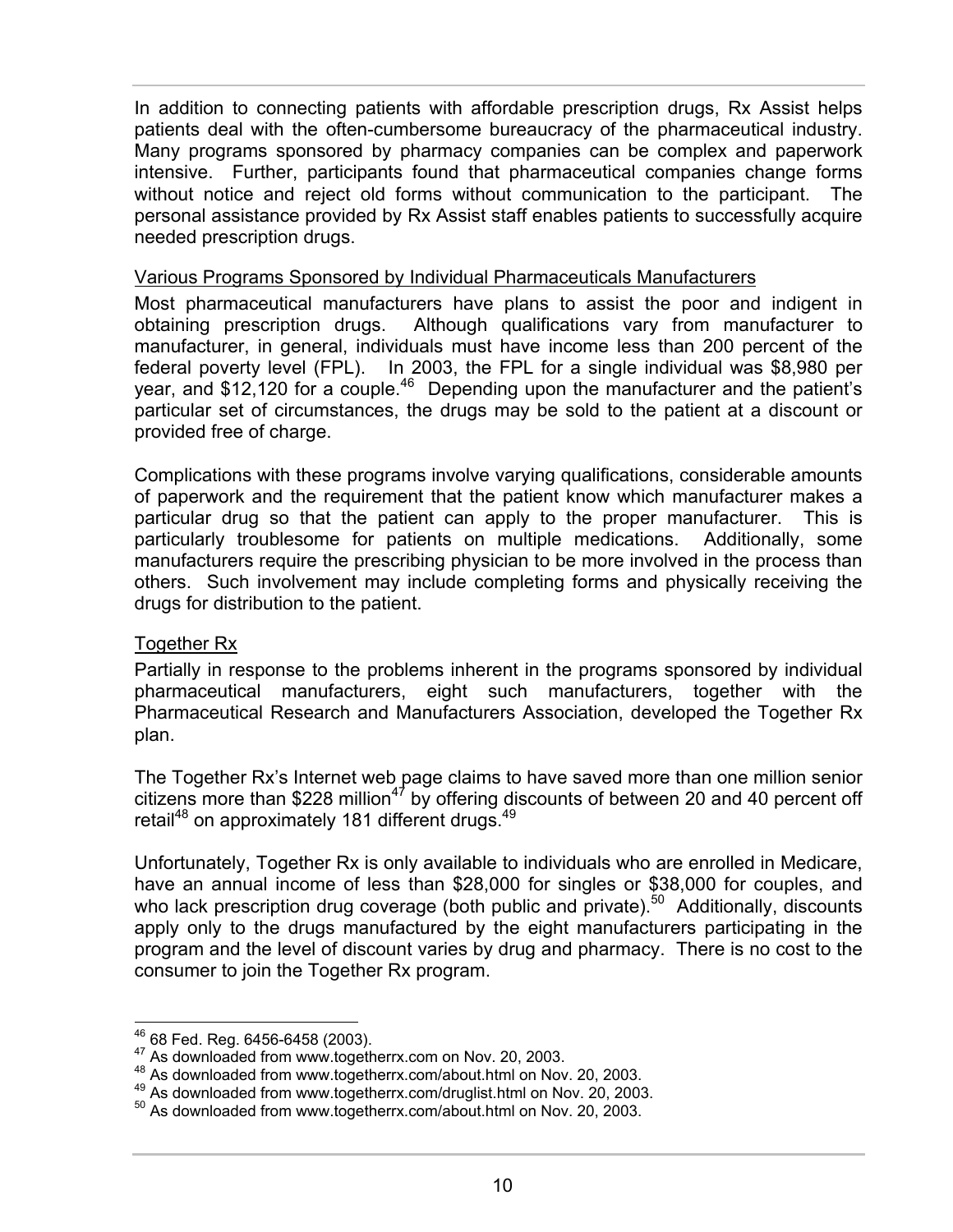In addition to connecting patients with affordable prescription drugs, Rx Assist helps patients deal with the often-cumbersome bureaucracy of the pharmaceutical industry. Many programs sponsored by pharmacy companies can be complex and paperwork intensive. Further, participants found that pharmaceutical companies change forms without notice and reject old forms without communication to the participant. The personal assistance provided by Rx Assist staff enables patients to successfully acquire needed prescription drugs.

<u>Various Programs Sponsored by Individual Pharmaceuticals Manufacturers</u>

Most pharmaceutical manufacturers have plans to assist the poor and indigent in obtaining prescription drugs. Although qualifications vary from manufacturer to manufacturer, in general, individuals must have income less than 200 percent of the federal poverty level (FPL). In 2003, the FPL for a single individual was $8,980 per year, and $12,120 for a couple.[46] Depending upon the manufacturer and the patient's particular set of circumstances, the drugs may be sold to the patient at a discount or provided free of charge.

Complications with these programs involve varying qualifications, considerable amounts of paperwork and the requirement that the patient know which manufacturer makes a particular drug so that the patient can apply to the proper manufacturer. This is particularly troublesome for patients on multiple medications. Additionally, some manufacturers require the prescribing physician to be more involved in the process than others. Such involvement may include completing forms and physically receiving the drugs for distribution to the patient.

<u>Together Rx</u>

Partially in response to the problems inherent in the programs sponsored by individual pharmaceutical manufacturers, eight such manufacturers, together with the Pharmaceutical Research and Manufacturers Association, developed the Together Rx plan.

The Together Rx's Internet web page claims to have saved more than one million senior citizens more than $228 million[47] by offering discounts of between 20 and 40 percent off retail[48] on approximately 181 different drugs.[49]

Unfortunately, Together Rx is only available to individuals who are enrolled in Medicare, have an annual income of less than $28,000 for singles or $38,000 for couples, and who lack prescription drug coverage (both public and private).[50] Additionally, discounts apply only to the drugs manufactured by the eight manufacturers participating in the program and the level of discount varies by drug and pharmacy. There is no cost to the consumer to join the Together Rx program.

---

[46] 68 Fed. Reg. 6456-6458 (2003).
[47] As downloaded from www.togetherrx.com on Nov. 20, 2003.
[48] As downloaded from www.togetherrx.com/about.html on Nov. 20, 2003.
[49] As downloaded from www.togetherrx.com/druglist.html on Nov. 20, 2003.
[50] As downloaded from www.togetherrx.com/about.html on Nov. 20, 2003.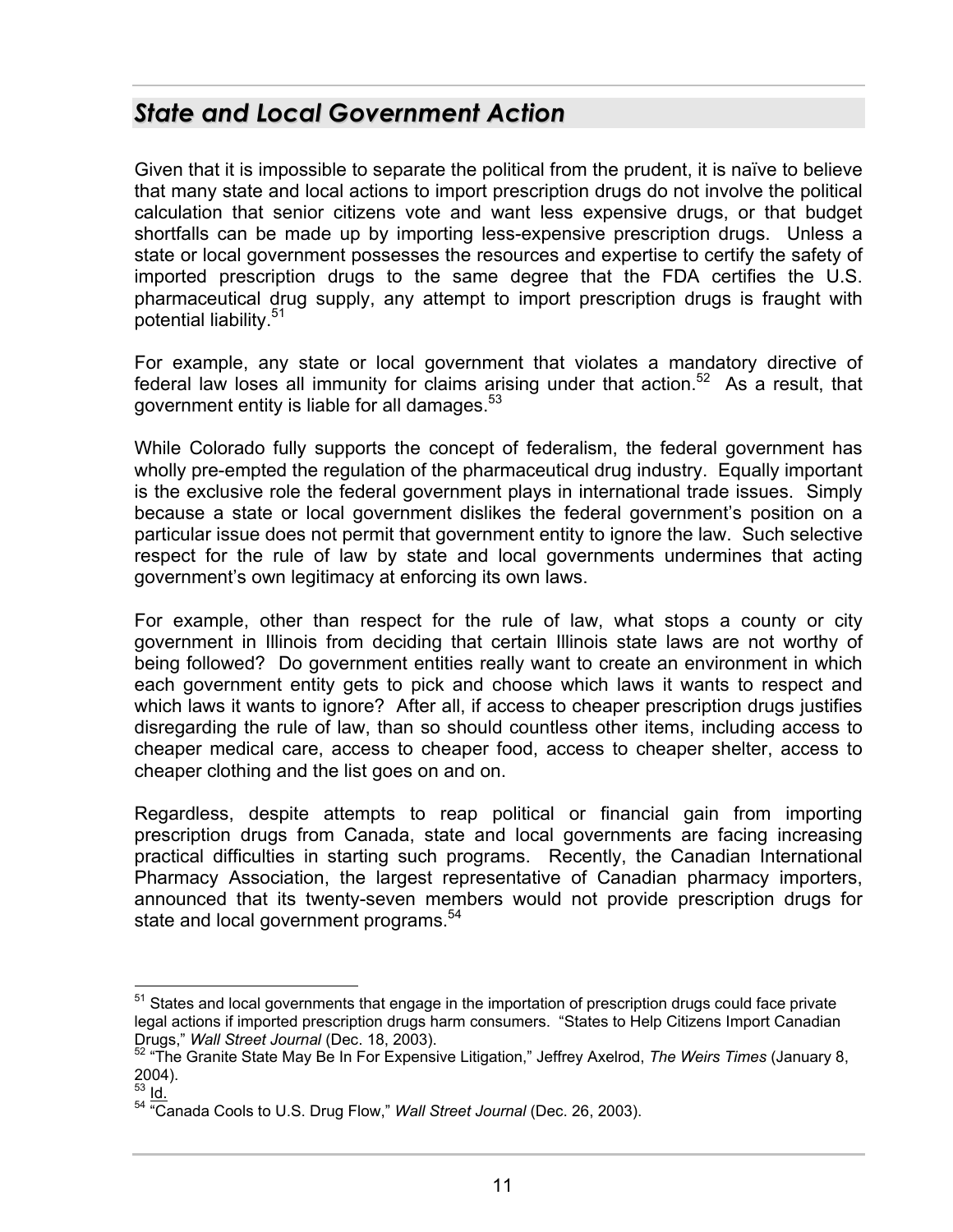## *State and Local Government Action*

Given that it is impossible to separate the political from the prudent, it is naïve to believe that many state and local actions to import prescription drugs do not involve the political calculation that senior citizens vote and want less expensive drugs, or that budget shortfalls can be made up by importing less-expensive prescription drugs. Unless a state or local government possesses the resources and expertise to certify the safety of imported prescription drugs to the same degree that the FDA certifies the U.S. pharmaceutical drug supply, any attempt to import prescription drugs is fraught with potential liability.[51]

For example, any state or local government that violates a mandatory directive of federal law loses all immunity for claims arising under that action.[52] As a result, that government entity is liable for all damages.[53]

While Colorado fully supports the concept of federalism, the federal government has wholly pre-empted the regulation of the pharmaceutical drug industry. Equally important is the exclusive role the federal government plays in international trade issues. Simply because a state or local government dislikes the federal government's position on a particular issue does not permit that government entity to ignore the law. Such selective respect for the rule of law by state and local governments undermines that acting government's own legitimacy at enforcing its own laws.

For example, other than respect for the rule of law, what stops a county or city government in Illinois from deciding that certain Illinois state laws are not worthy of being followed? Do government entities really want to create an environment in which each government entity gets to pick and choose which laws it wants to respect and which laws it wants to ignore? After all, if access to cheaper prescription drugs justifies disregarding the rule of law, than so should countless other items, including access to cheaper medical care, access to cheaper food, access to cheaper shelter, access to cheaper clothing and the list goes on and on.

Regardless, despite attempts to reap political or financial gain from importing prescription drugs from Canada, state and local governments are facing increasing practical difficulties in starting such programs. Recently, the Canadian International Pharmacy Association, the largest representative of Canadian pharmacy importers, announced that its twenty-seven members would not provide prescription drugs for state and local government programs.[54]

---

[51] States and local governments that engage in the importation of prescription drugs could face private legal actions if imported prescription drugs harm consumers. "States to Help Citizens Import Canadian Drugs," *Wall Street Journal* (Dec. 18, 2003).

[52] "The Granite State May Be In For Expensive Litigation," Jeffrey Axelrod, *The Weirs Times* (January 8, 2004).

[53] Id.

[54] "Canada Cools to U.S. Drug Flow," *Wall Street Journal* (Dec. 26, 2003).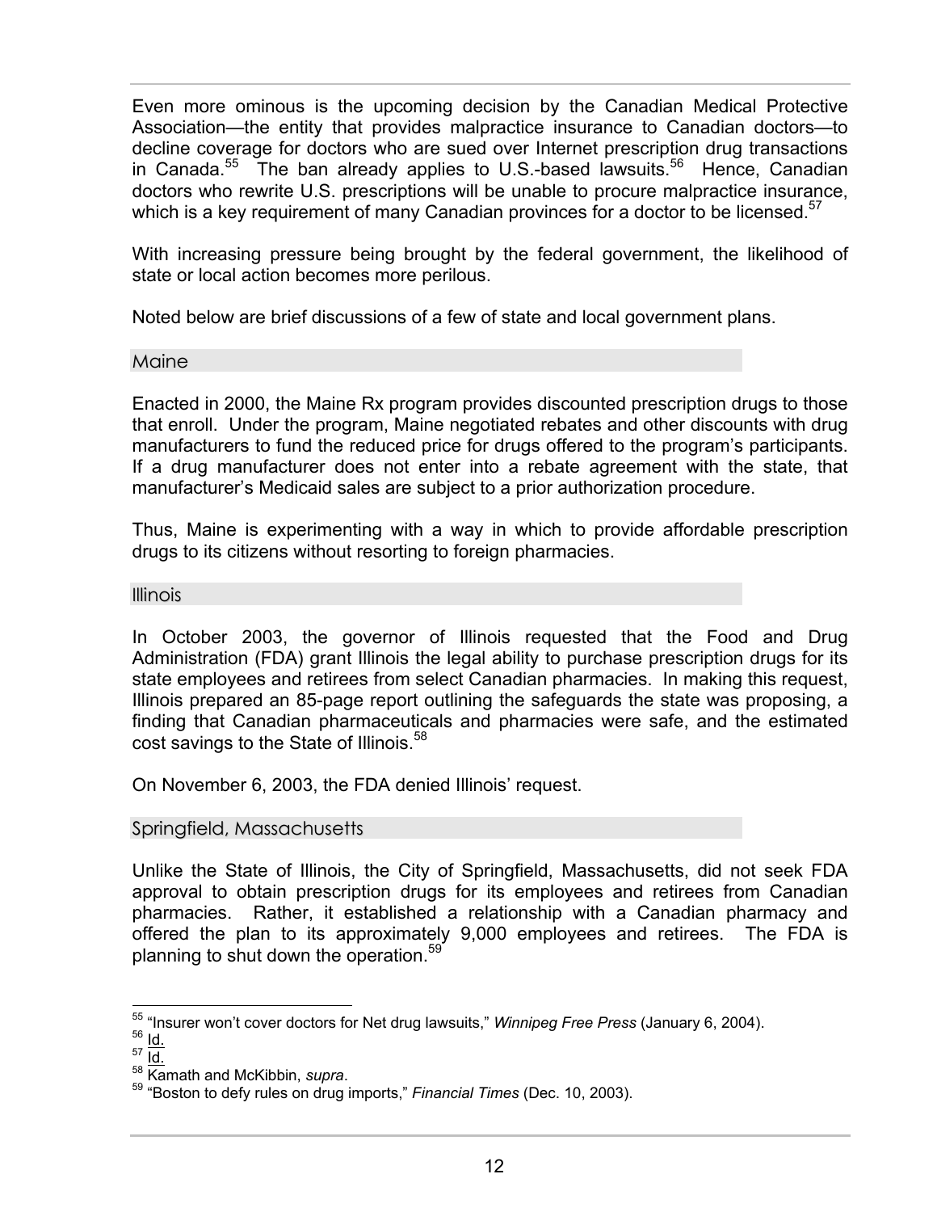Even more ominous is the upcoming decision by the Canadian Medical Protective Association—the entity that provides malpractice insurance to Canadian doctors—to decline coverage for doctors who are sued over Internet prescription drug transactions in Canada.[55] The ban already applies to U.S.-based lawsuits.[56] Hence, Canadian doctors who rewrite U.S. prescriptions will be unable to procure malpractice insurance, which is a key requirement of many Canadian provinces for a doctor to be licensed.[57]

With increasing pressure being brought by the federal government, the likelihood of state or local action becomes more perilous.

Noted below are brief discussions of a few of state and local government plans.

### Maine

Enacted in 2000, the Maine Rx program provides discounted prescription drugs to those that enroll. Under the program, Maine negotiated rebates and other discounts with drug manufacturers to fund the reduced price for drugs offered to the program's participants. If a drug manufacturer does not enter into a rebate agreement with the state, that manufacturer's Medicaid sales are subject to a prior authorization procedure.

Thus, Maine is experimenting with a way in which to provide affordable prescription drugs to its citizens without resorting to foreign pharmacies.

### Illinois

In October 2003, the governor of Illinois requested that the Food and Drug Administration (FDA) grant Illinois the legal ability to purchase prescription drugs for its state employees and retirees from select Canadian pharmacies. In making this request, Illinois prepared an 85-page report outlining the safeguards the state was proposing, a finding that Canadian pharmaceuticals and pharmacies were safe, and the estimated cost savings to the State of Illinois.[58]

On November 6, 2003, the FDA denied Illinois' request.

### Springfield, Massachusetts

Unlike the State of Illinois, the City of Springfield, Massachusetts, did not seek FDA approval to obtain prescription drugs for its employees and retirees from Canadian pharmacies. Rather, it established a relationship with a Canadian pharmacy and offered the plan to its approximately 9,000 employees and retirees. The FDA is planning to shut down the operation.[59]

---

[55] "Insurer won't cover doctors for Net drug lawsuits," *Winnipeg Free Press* (January 6, 2004).

[56] Id.

[57] Id.

[58] Kamath and McKibbin, *supra*.

[59] "Boston to defy rules on drug imports," *Financial Times* (Dec. 10, 2003).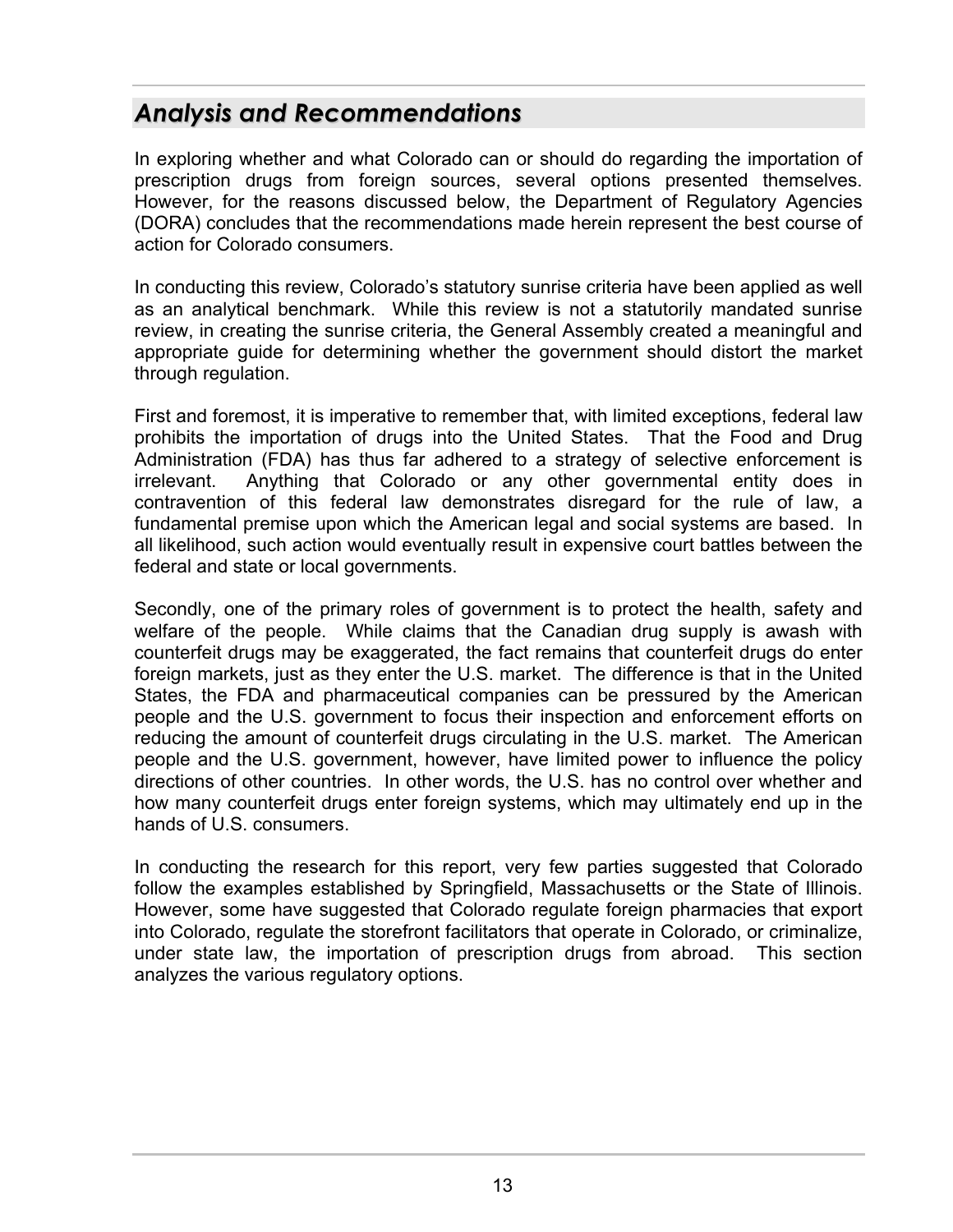## *Analysis and Recommendations*

In exploring whether and what Colorado can or should do regarding the importation of prescription drugs from foreign sources, several options presented themselves. However, for the reasons discussed below, the Department of Regulatory Agencies (DORA) concludes that the recommendations made herein represent the best course of action for Colorado consumers.

In conducting this review, Colorado's statutory sunrise criteria have been applied as well as an analytical benchmark. While this review is not a statutorily mandated sunrise review, in creating the sunrise criteria, the General Assembly created a meaningful and appropriate guide for determining whether the government should distort the market through regulation.

First and foremost, it is imperative to remember that, with limited exceptions, federal law prohibits the importation of drugs into the United States. That the Food and Drug Administration (FDA) has thus far adhered to a strategy of selective enforcement is irrelevant. Anything that Colorado or any other governmental entity does in contravention of this federal law demonstrates disregard for the rule of law, a fundamental premise upon which the American legal and social systems are based. In all likelihood, such action would eventually result in expensive court battles between the federal and state or local governments.

Secondly, one of the primary roles of government is to protect the health, safety and welfare of the people. While claims that the Canadian drug supply is awash with counterfeit drugs may be exaggerated, the fact remains that counterfeit drugs do enter foreign markets, just as they enter the U.S. market. The difference is that in the United States, the FDA and pharmaceutical companies can be pressured by the American people and the U.S. government to focus their inspection and enforcement efforts on reducing the amount of counterfeit drugs circulating in the U.S. market. The American people and the U.S. government, however, have limited power to influence the policy directions of other countries. In other words, the U.S. has no control over whether and how many counterfeit drugs enter foreign systems, which may ultimately end up in the hands of U.S. consumers.

In conducting the research for this report, very few parties suggested that Colorado follow the examples established by Springfield, Massachusetts or the State of Illinois. However, some have suggested that Colorado regulate foreign pharmacies that export into Colorado, regulate the storefront facilitators that operate in Colorado, or criminalize, under state law, the importation of prescription drugs from abroad. This section analyzes the various regulatory options.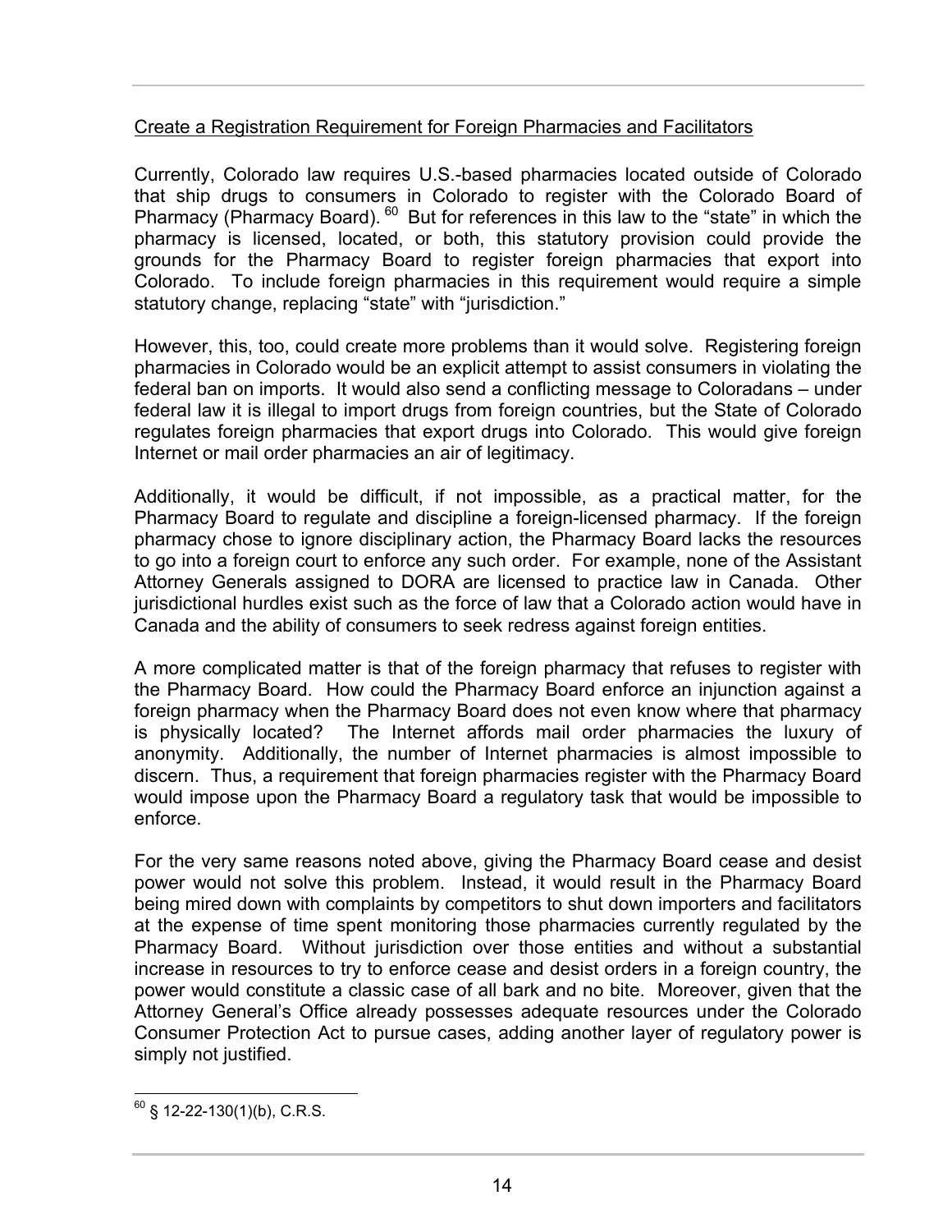Create a Registration Requirement for Foreign Pharmacies and Facilitators

Currently, Colorado law requires U.S.-based pharmacies located outside of Colorado that ship drugs to consumers in Colorado to register with the Colorado Board of Pharmacy (Pharmacy Board).[60] But for references in this law to the "state" in which the pharmacy is licensed, located, or both, this statutory provision could provide the grounds for the Pharmacy Board to register foreign pharmacies that export into Colorado. To include foreign pharmacies in this requirement would require a simple statutory change, replacing "state" with "jurisdiction."

However, this, too, could create more problems than it would solve. Registering foreign pharmacies in Colorado would be an explicit attempt to assist consumers in violating the federal ban on imports. It would also send a conflicting message to Coloradans – under federal law it is illegal to import drugs from foreign countries, but the State of Colorado regulates foreign pharmacies that export drugs into Colorado. This would give foreign Internet or mail order pharmacies an air of legitimacy.

Additionally, it would be difficult, if not impossible, as a practical matter, for the Pharmacy Board to regulate and discipline a foreign-licensed pharmacy. If the foreign pharmacy chose to ignore disciplinary action, the Pharmacy Board lacks the resources to go into a foreign court to enforce any such order. For example, none of the Assistant Attorney Generals assigned to DORA are licensed to practice law in Canada. Other jurisdictional hurdles exist such as the force of law that a Colorado action would have in Canada and the ability of consumers to seek redress against foreign entities.

A more complicated matter is that of the foreign pharmacy that refuses to register with the Pharmacy Board. How could the Pharmacy Board enforce an injunction against a foreign pharmacy when the Pharmacy Board does not even know where that pharmacy is physically located? The Internet affords mail order pharmacies the luxury of anonymity. Additionally, the number of Internet pharmacies is almost impossible to discern. Thus, a requirement that foreign pharmacies register with the Pharmacy Board would impose upon the Pharmacy Board a regulatory task that would be impossible to enforce.

For the very same reasons noted above, giving the Pharmacy Board cease and desist power would not solve this problem. Instead, it would result in the Pharmacy Board being mired down with complaints by competitors to shut down importers and facilitators at the expense of time spent monitoring those pharmacies currently regulated by the Pharmacy Board. Without jurisdiction over those entities and without a substantial increase in resources to try to enforce cease and desist orders in a foreign country, the power would constitute a classic case of all bark and no bite. Moreover, given that the Attorney General's Office already possesses adequate resources under the Colorado Consumer Protection Act to pursue cases, adding another layer of regulatory power is simply not justified.

---

[60] § 12-22-130(1)(b), C.R.S.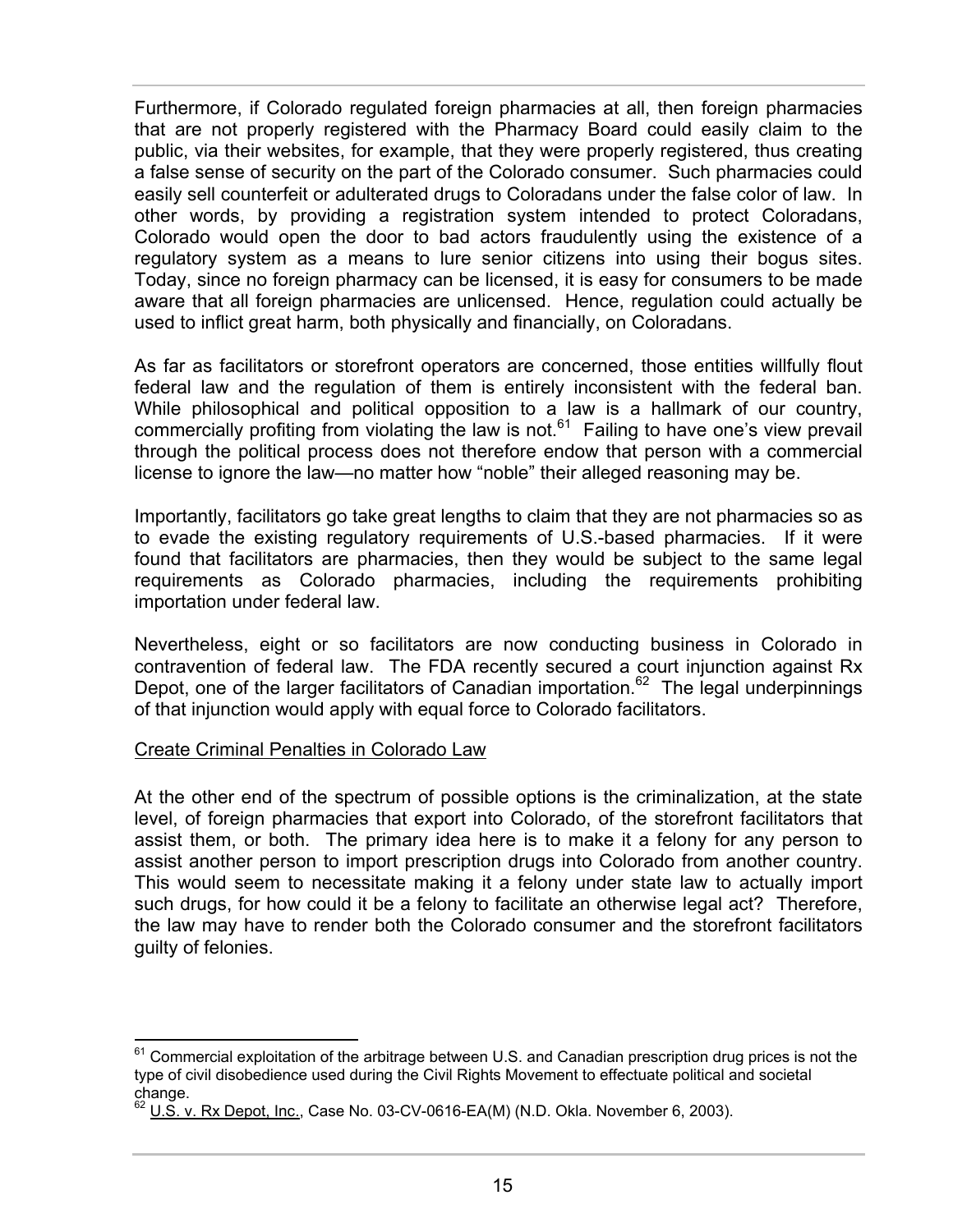Furthermore, if Colorado regulated foreign pharmacies at all, then foreign pharmacies that are not properly registered with the Pharmacy Board could easily claim to the public, via their websites, for example, that they were properly registered, thus creating a false sense of security on the part of the Colorado consumer. Such pharmacies could easily sell counterfeit or adulterated drugs to Coloradans under the false color of law. In other words, by providing a registration system intended to protect Coloradans, Colorado would open the door to bad actors fraudulently using the existence of a regulatory system as a means to lure senior citizens into using their bogus sites. Today, since no foreign pharmacy can be licensed, it is easy for consumers to be made aware that all foreign pharmacies are unlicensed. Hence, regulation could actually be used to inflict great harm, both physically and financially, on Coloradans.

As far as facilitators or storefront operators are concerned, those entities willfully flout federal law and the regulation of them is entirely inconsistent with the federal ban. While philosophical and political opposition to a law is a hallmark of our country, commercially profiting from violating the law is not.[61] Failing to have one's view prevail through the political process does not therefore endow that person with a commercial license to ignore the law—no matter how "noble" their alleged reasoning may be.

Importantly, facilitators go take great lengths to claim that they are not pharmacies so as to evade the existing regulatory requirements of U.S.-based pharmacies. If it were found that facilitators are pharmacies, then they would be subject to the same legal requirements as Colorado pharmacies, including the requirements prohibiting importation under federal law.

Nevertheless, eight or so facilitators are now conducting business in Colorado in contravention of federal law. The FDA recently secured a court injunction against Rx Depot, one of the larger facilitators of Canadian importation.[62] The legal underpinnings of that injunction would apply with equal force to Colorado facilitators.

Create Criminal Penalties in Colorado Law

At the other end of the spectrum of possible options is the criminalization, at the state level, of foreign pharmacies that export into Colorado, of the storefront facilitators that assist them, or both. The primary idea here is to make it a felony for any person to assist another person to import prescription drugs into Colorado from another country. This would seem to necessitate making it a felony under state law to actually import such drugs, for how could it be a felony to facilitate an otherwise legal act? Therefore, the law may have to render both the Colorado consumer and the storefront facilitators guilty of felonies.

---

[61] Commercial exploitation of the arbitrage between U.S. and Canadian prescription drug prices is not the type of civil disobedience used during the Civil Rights Movement to effectuate political and societal change.

[62] U.S. v. Rx Depot, Inc., Case No. 03-CV-0616-EA(M) (N.D. Okla. November 6, 2003).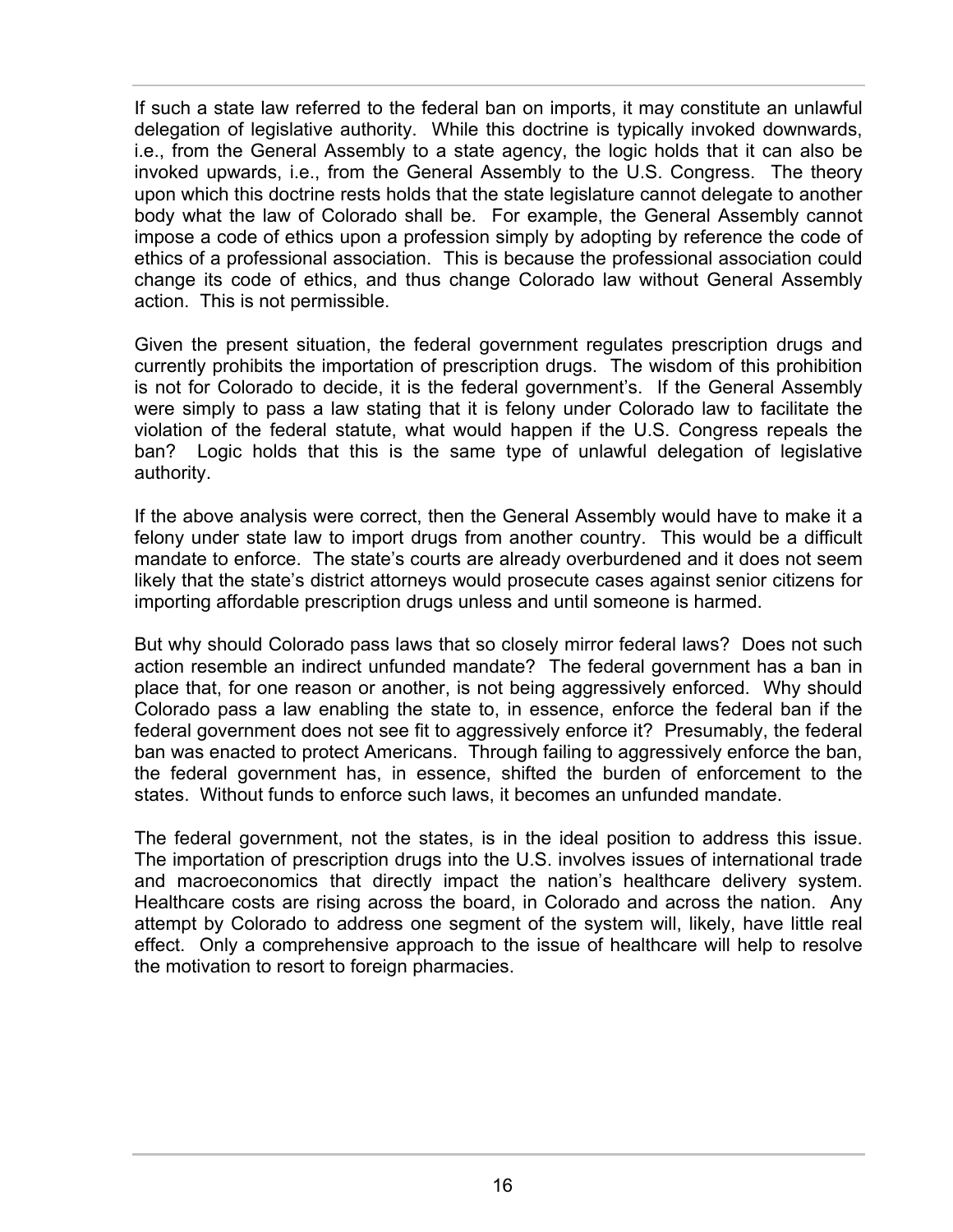If such a state law referred to the federal ban on imports, it may constitute an unlawful delegation of legislative authority. While this doctrine is typically invoked downwards, i.e., from the General Assembly to a state agency, the logic holds that it can also be invoked upwards, i.e., from the General Assembly to the U.S. Congress. The theory upon which this doctrine rests holds that the state legislature cannot delegate to another body what the law of Colorado shall be. For example, the General Assembly cannot impose a code of ethics upon a profession simply by adopting by reference the code of ethics of a professional association. This is because the professional association could change its code of ethics, and thus change Colorado law without General Assembly action. This is not permissible.

Given the present situation, the federal government regulates prescription drugs and currently prohibits the importation of prescription drugs. The wisdom of this prohibition is not for Colorado to decide, it is the federal government's. If the General Assembly were simply to pass a law stating that it is felony under Colorado law to facilitate the violation of the federal statute, what would happen if the U.S. Congress repeals the ban? Logic holds that this is the same type of unlawful delegation of legislative authority.

If the above analysis were correct, then the General Assembly would have to make it a felony under state law to import drugs from another country. This would be a difficult mandate to enforce. The state's courts are already overburdened and it does not seem likely that the state's district attorneys would prosecute cases against senior citizens for importing affordable prescription drugs unless and until someone is harmed.

But why should Colorado pass laws that so closely mirror federal laws? Does not such action resemble an indirect unfunded mandate? The federal government has a ban in place that, for one reason or another, is not being aggressively enforced. Why should Colorado pass a law enabling the state to, in essence, enforce the federal ban if the federal government does not see fit to aggressively enforce it? Presumably, the federal ban was enacted to protect Americans. Through failing to aggressively enforce the ban, the federal government has, in essence, shifted the burden of enforcement to the states. Without funds to enforce such laws, it becomes an unfunded mandate.

The federal government, not the states, is in the ideal position to address this issue. The importation of prescription drugs into the U.S. involves issues of international trade and macroeconomics that directly impact the nation's healthcare delivery system. Healthcare costs are rising across the board, in Colorado and across the nation. Any attempt by Colorado to address one segment of the system will, likely, have little real effect. Only a comprehensive approach to the issue of healthcare will help to resolve the motivation to resort to foreign pharmacies.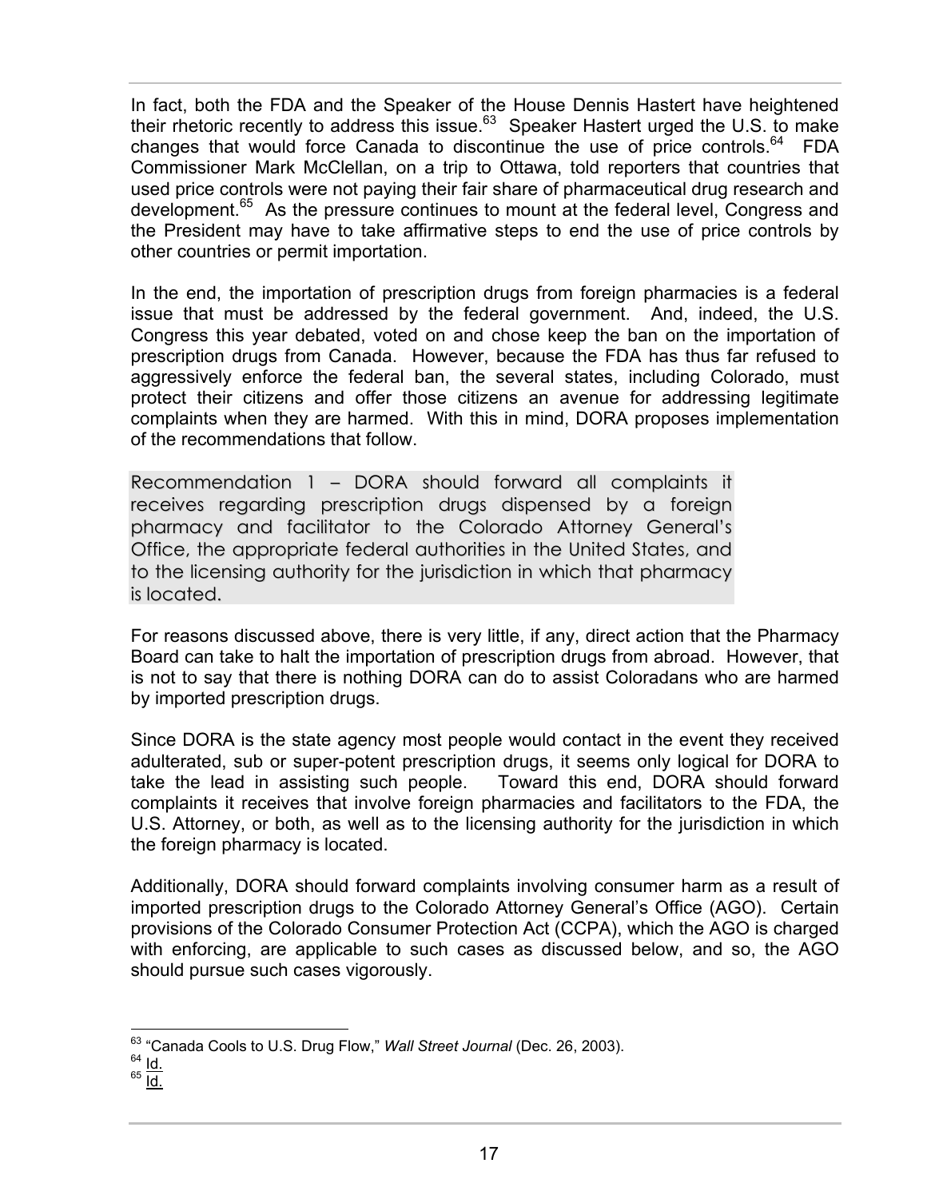In fact, both the FDA and the Speaker of the House Dennis Hastert have heightened their rhetoric recently to address this issue.[63] Speaker Hastert urged the U.S. to make changes that would force Canada to discontinue the use of price controls.[64] FDA Commissioner Mark McClellan, on a trip to Ottawa, told reporters that countries that used price controls were not paying their fair share of pharmaceutical drug research and development.[65] As the pressure continues to mount at the federal level, Congress and the President may have to take affirmative steps to end the use of price controls by other countries or permit importation.

In the end, the importation of prescription drugs from foreign pharmacies is a federal issue that must be addressed by the federal government. And, indeed, the U.S. Congress this year debated, voted on and chose keep the ban on the importation of prescription drugs from Canada. However, because the FDA has thus far refused to aggressively enforce the federal ban, the several states, including Colorado, must protect their citizens and offer those citizens an avenue for addressing legitimate complaints when they are harmed. With this in mind, DORA proposes implementation of the recommendations that follow.

**Recommendation 1 – DORA should forward all complaints it receives regarding prescription drugs dispensed by a foreign pharmacy and facilitator to the Colorado Attorney General's Office, the appropriate federal authorities in the United States, and to the licensing authority for the jurisdiction in which that pharmacy is located.**

For reasons discussed above, there is very little, if any, direct action that the Pharmacy Board can take to halt the importation of prescription drugs from abroad. However, that is not to say that there is nothing DORA can do to assist Coloradans who are harmed by imported prescription drugs.

Since DORA is the state agency most people would contact in the event they received adulterated, sub or super-potent prescription drugs, it seems only logical for DORA to take the lead in assisting such people. Toward this end, DORA should forward complaints it receives that involve foreign pharmacies and facilitators to the FDA, the U.S. Attorney, or both, as well as to the licensing authority for the jurisdiction in which the foreign pharmacy is located.

Additionally, DORA should forward complaints involving consumer harm as a result of imported prescription drugs to the Colorado Attorney General's Office (AGO). Certain provisions of the Colorado Consumer Protection Act (CCPA), which the AGO is charged with enforcing, are applicable to such cases as discussed below, and so, the AGO should pursue such cases vigorously.

---

[63] "Canada Cools to U.S. Drug Flow," *Wall Street Journal* (Dec. 26, 2003).
[64] Id.
[65] Id.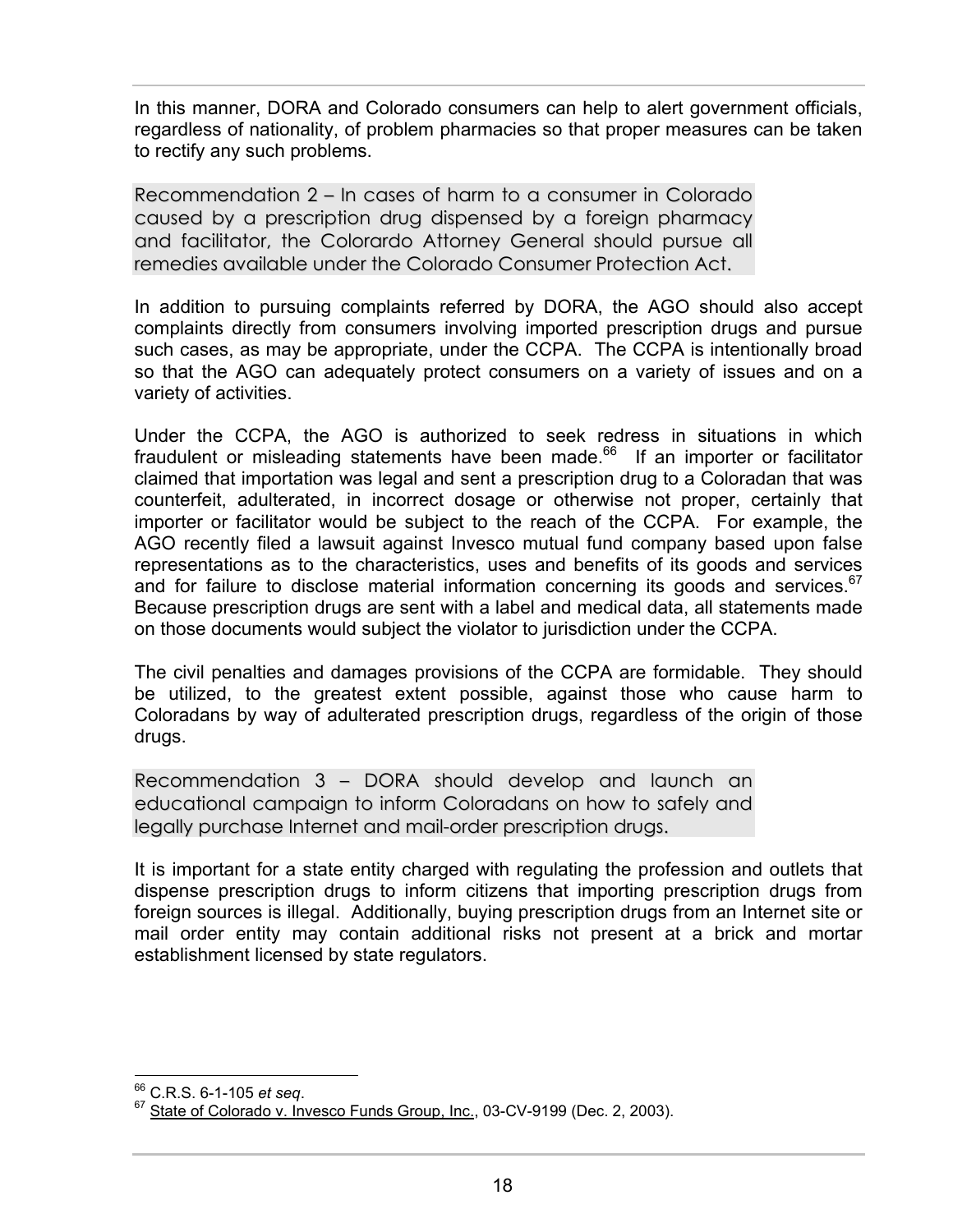In this manner, DORA and Colorado consumers can help to alert government officials, regardless of nationality, of problem pharmacies so that proper measures can be taken to rectify any such problems.

**Recommendation 2 – In cases of harm to a consumer in Colorado caused by a prescription drug dispensed by a foreign pharmacy and facilitator, the Colorardo Attorney General should pursue all remedies available under the Colorado Consumer Protection Act.**

In addition to pursuing complaints referred by DORA, the AGO should also accept complaints directly from consumers involving imported prescription drugs and pursue such cases, as may be appropriate, under the CCPA. The CCPA is intentionally broad so that the AGO can adequately protect consumers on a variety of issues and on a variety of activities.

Under the CCPA, the AGO is authorized to seek redress in situations in which fraudulent or misleading statements have been made.[66] If an importer or facilitator claimed that importation was legal and sent a prescription drug to a Coloradan that was counterfeit, adulterated, in incorrect dosage or otherwise not proper, certainly that importer or facilitator would be subject to the reach of the CCPA. For example, the AGO recently filed a lawsuit against Invesco mutual fund company based upon false representations as to the characteristics, uses and benefits of its goods and services and for failure to disclose material information concerning its goods and services.[67] Because prescription drugs are sent with a label and medical data, all statements made on those documents would subject the violator to jurisdiction under the CCPA.

The civil penalties and damages provisions of the CCPA are formidable. They should be utilized, to the greatest extent possible, against those who cause harm to Coloradans by way of adulterated prescription drugs, regardless of the origin of those drugs.

**Recommendation 3 – DORA should develop and launch an educational campaign to inform Coloradans on how to safely and legally purchase Internet and mail-order prescription drugs.**

It is important for a state entity charged with regulating the profession and outlets that dispense prescription drugs to inform citizens that importing prescription drugs from foreign sources is illegal. Additionally, buying prescription drugs from an Internet site or mail order entity may contain additional risks not present at a brick and mortar establishment licensed by state regulators.

---

[66] C.R.S. 6-1-105 *et seq*.

[67] State of Colorado v. Invesco Funds Group, Inc., 03-CV-9199 (Dec. 2, 2003).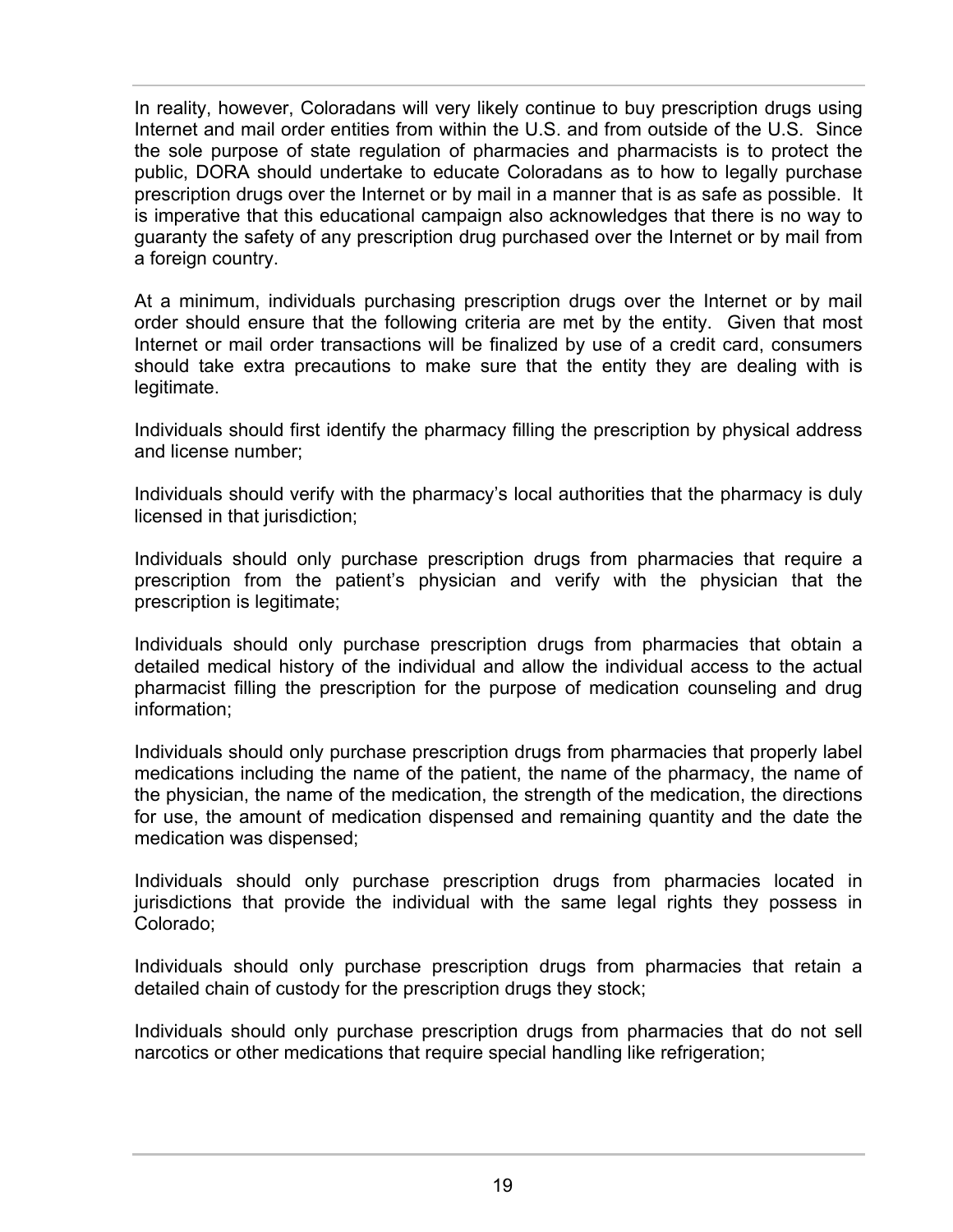In reality, however, Coloradans will very likely continue to buy prescription drugs using Internet and mail order entities from within the U.S. and from outside of the U.S. Since the sole purpose of state regulation of pharmacies and pharmacists is to protect the public, DORA should undertake to educate Coloradans as to how to legally purchase prescription drugs over the Internet or by mail in a manner that is as safe as possible. It is imperative that this educational campaign also acknowledges that there is no way to guaranty the safety of any prescription drug purchased over the Internet or by mail from a foreign country.

At a minimum, individuals purchasing prescription drugs over the Internet or by mail order should ensure that the following criteria are met by the entity. Given that most Internet or mail order transactions will be finalized by use of a credit card, consumers should take extra precautions to make sure that the entity they are dealing with is legitimate.

Individuals should first identify the pharmacy filling the prescription by physical address and license number;

Individuals should verify with the pharmacy's local authorities that the pharmacy is duly licensed in that jurisdiction;

Individuals should only purchase prescription drugs from pharmacies that require a prescription from the patient's physician and verify with the physician that the prescription is legitimate;

Individuals should only purchase prescription drugs from pharmacies that obtain a detailed medical history of the individual and allow the individual access to the actual pharmacist filling the prescription for the purpose of medication counseling and drug information;

Individuals should only purchase prescription drugs from pharmacies that properly label medications including the name of the patient, the name of the pharmacy, the name of the physician, the name of the medication, the strength of the medication, the directions for use, the amount of medication dispensed and remaining quantity and the date the medication was dispensed;

Individuals should only purchase prescription drugs from pharmacies located in jurisdictions that provide the individual with the same legal rights they possess in Colorado;

Individuals should only purchase prescription drugs from pharmacies that retain a detailed chain of custody for the prescription drugs they stock;

Individuals should only purchase prescription drugs from pharmacies that do not sell narcotics or other medications that require special handling like refrigeration;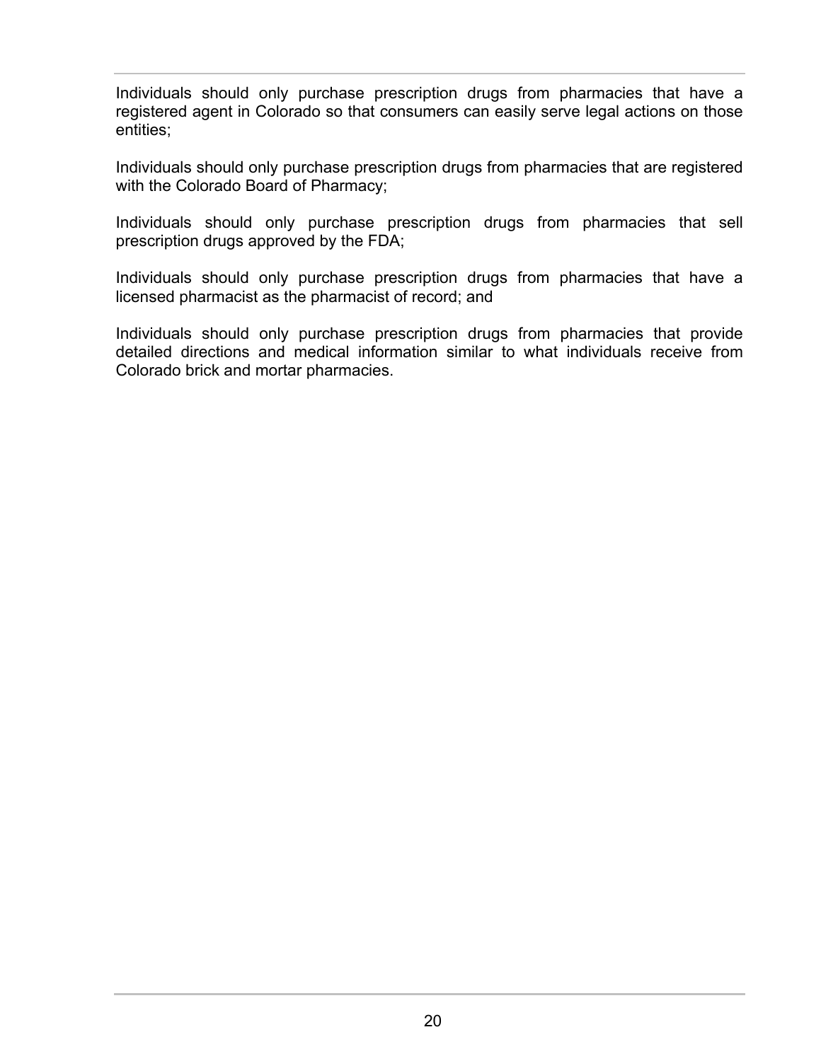Individuals should only purchase prescription drugs from pharmacies that have a registered agent in Colorado so that consumers can easily serve legal actions on those entities;

Individuals should only purchase prescription drugs from pharmacies that are registered with the Colorado Board of Pharmacy;

Individuals should only purchase prescription drugs from pharmacies that sell prescription drugs approved by the FDA;

Individuals should only purchase prescription drugs from pharmacies that have a licensed pharmacist as the pharmacist of record; and

Individuals should only purchase prescription drugs from pharmacies that provide detailed directions and medical information similar to what individuals receive from Colorado brick and mortar pharmacies.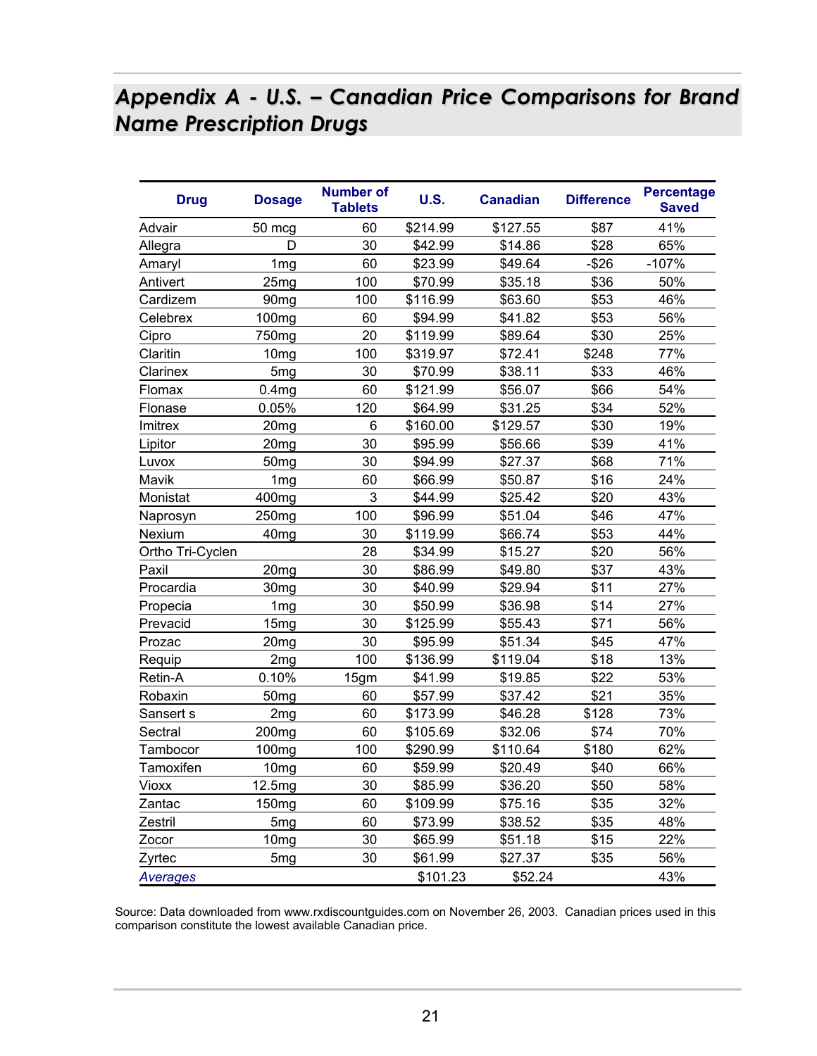## Appendix A - U.S. – Canadian Price Comparisons for Brand Name Prescription Drugs

| Drug | Dosage | Number of Tablets | U.S. | Canadian | Difference | Percentage Saved |
|---|---|---|---|---|---|---|
| Advair | 50 mcg | 60 | $214.99 | $127.55 | $87 | 41% |
| Allegra | D | 30 | $42.99 | $14.86 | $28 | 65% |
| Amaryl | 1mg | 60 | $23.99 | $49.64 | -$26 | -107% |
| Antivert | 25mg | 100 | $70.99 | $35.18 | $36 | 50% |
| Cardizem | 90mg | 100 | $116.99 | $63.60 | $53 | 46% |
| Celebrex | 100mg | 60 | $94.99 | $41.82 | $53 | 56% |
| Cipro | 750mg | 20 | $119.99 | $89.64 | $30 | 25% |
| Claritin | 10mg | 100 | $319.97 | $72.41 | $248 | 77% |
| Clarinex | 5mg | 30 | $70.99 | $38.11 | $33 | 46% |
| Flomax | 0.4mg | 60 | $121.99 | $56.07 | $66 | 54% |
| Flonase | 0.05% | 120 | $64.99 | $31.25 | $34 | 52% |
| Imitrex | 20mg | 6 | $160.00 | $129.57 | $30 | 19% |
| Lipitor | 20mg | 30 | $95.99 | $56.66 | $39 | 41% |
| Luvox | 50mg | 30 | $94.99 | $27.37 | $68 | 71% |
| Mavik | 1mg | 60 | $66.99 | $50.87 | $16 | 24% |
| Monistat | 400mg | 3 | $44.99 | $25.42 | $20 | 43% |
| Naprosyn | 250mg | 100 | $96.99 | $51.04 | $46 | 47% |
| Nexium | 40mg | 30 | $119.99 | $66.74 | $53 | 44% |
| Ortho Tri-Cyclen | | 28 | $34.99 | $15.27 | $20 | 56% |
| Paxil | 20mg | 30 | $86.99 | $49.80 | $37 | 43% |
| Procardia | 30mg | 30 | $40.99 | $29.94 | $11 | 27% |
| Propecia | 1mg | 30 | $50.99 | $36.98 | $14 | 27% |
| Prevacid | 15mg | 30 | $125.99 | $55.43 | $71 | 56% |
| Prozac | 20mg | 30 | $95.99 | $51.34 | $45 | 47% |
| Requip | 2mg | 100 | $136.99 | $119.04 | $18 | 13% |
| Retin-A | 0.10% | 15gm | $41.99 | $19.85 | $22 | 53% |
| Robaxin | 50mg | 60 | $57.99 | $37.42 | $21 | 35% |
| Sansert s | 2mg | 60 | $173.99 | $46.28 | $128 | 73% |
| Sectral | 200mg | 60 | $105.69 | $32.06 | $74 | 70% |
| Tambocor | 100mg | 100 | $290.99 | $110.64 | $180 | 62% |
| Tamoxifen | 10mg | 60 | $59.99 | $20.49 | $40 | 66% |
| Vioxx | 12.5mg | 30 | $85.99 | $36.20 | $50 | 58% |
| Zantac | 150mg | 60 | $109.99 | $75.16 | $35 | 32% |
| Zestril | 5mg | 60 | $73.99 | $38.52 | $35 | 48% |
| Zocor | 10mg | 30 | $65.99 | $51.18 | $15 | 22% |
| Zyrtec | 5mg | 30 | $61.99 | $27.37 | $35 | 56% |
| *Averages* | | | $101.23 | $52.24 | | 43% |

Source: Data downloaded from www.rxdiscountguides.com on November 26, 2003. Canadian prices used in this comparison constitute the lowest available Canadian price.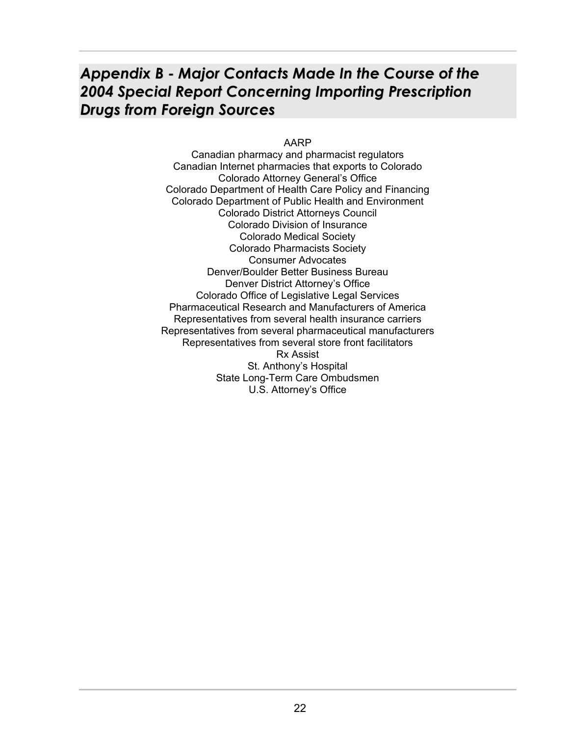## *Appendix B - Major Contacts Made In the Course of the 2004 Special Report Concerning Importing Prescription Drugs from Foreign Sources*

AARP
Canadian pharmacy and pharmacist regulators
Canadian Internet pharmacies that exports to Colorado
Colorado Attorney General's Office
Colorado Department of Health Care Policy and Financing
Colorado Department of Public Health and Environment
Colorado District Attorneys Council
Colorado Division of Insurance
Colorado Medical Society
Colorado Pharmacists Society
Consumer Advocates
Denver/Boulder Better Business Bureau
Denver District Attorney's Office
Colorado Office of Legislative Legal Services
Pharmaceutical Research and Manufacturers of America
Representatives from several health insurance carriers
Representatives from several pharmaceutical manufacturers
Representatives from several store front facilitators
Rx Assist
St. Anthony's Hospital
State Long-Term Care Ombudsmen
U.S. Attorney's Office